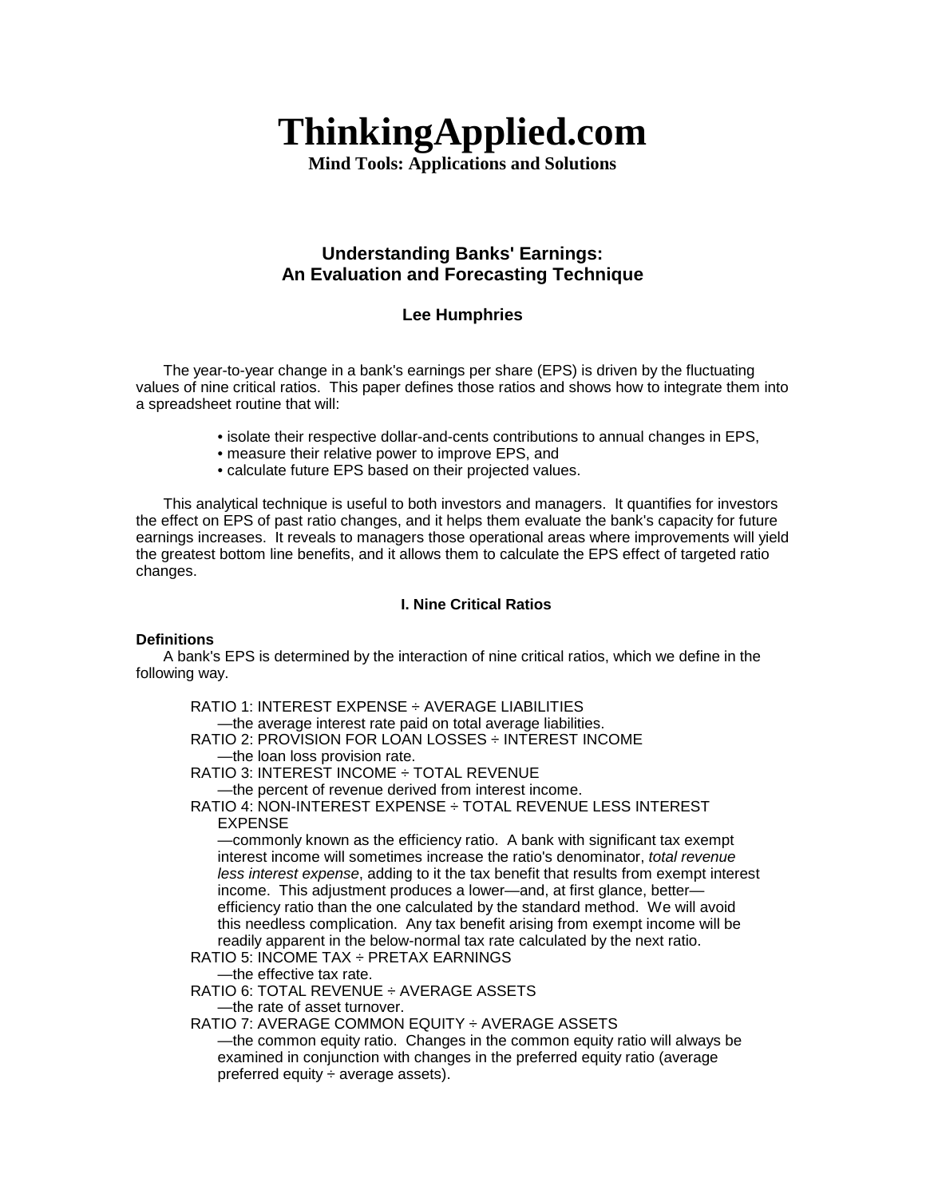# ThinkingApplied.com

**Mind Tools: Applications and Solutions**

## Understanding Banks' Earnings: An Evaluation and Forecasting Technique

**Lee Humphries**

The year-to-year change in a bank's earnings per share (EPS) is driven by the fluctuating values of nine critical ratios. This paper defines those ratios and shows how to integrate them into a spreadsheet routine that will:

- isolate their respective dollar-and-cents contributions to annual changes in EPS,
- measure their relative power to improve EPS, and
- calculate future EPS based on their projected values.

This analytical technique is useful to both investors and managers. It quantifies for investors the effect on EPS of past ratio changes, and it helps them evaluate the bank's capacity for future earnings increases. It reveals to managers those operational areas where improvements will yield the greatest bottom line benefits, and it allows them to calculate the EPS effect of targeted ratio changes.

### I. Nine Critical Ratios

**Definitions**

A bank's EPS is determined by the interaction of nine critical ratios, which we define in the following way.

RATIO 1: INTEREST EXPENSE ÷ AVERAGE LIABILITIES
—the average interest rate paid on total average liabilities.

RATIO 2: PROVISION FOR LOAN LOSSES ÷ INTEREST INCOME
—the loan loss provision rate.

RATIO 3: INTEREST INCOME ÷ TOTAL REVENUE
—the percent of revenue derived from interest income.

RATIO 4: NON-INTEREST EXPENSE ÷ TOTAL REVENUE LESS INTEREST EXPENSE
—commonly known as the efficiency ratio. A bank with significant tax exempt interest income will sometimes increase the ratio's denominator, *total revenue less interest expense*, adding to it the tax benefit that results from exempt interest income. This adjustment produces a lower—and, at first glance, better—efficiency ratio than the one calculated by the standard method. We will avoid this needless complication. Any tax benefit arising from exempt income will be readily apparent in the below-normal tax rate calculated by the next ratio.

RATIO 5: INCOME TAX ÷ PRETAX EARNINGS
—the effective tax rate.

RATIO 6: TOTAL REVENUE ÷ AVERAGE ASSETS
—the rate of asset turnover.

RATIO 7: AVERAGE COMMON EQUITY ÷ AVERAGE ASSETS
—the common equity ratio. Changes in the common equity ratio will always be examined in conjunction with changes in the preferred equity ratio (average preferred equity ÷ average assets).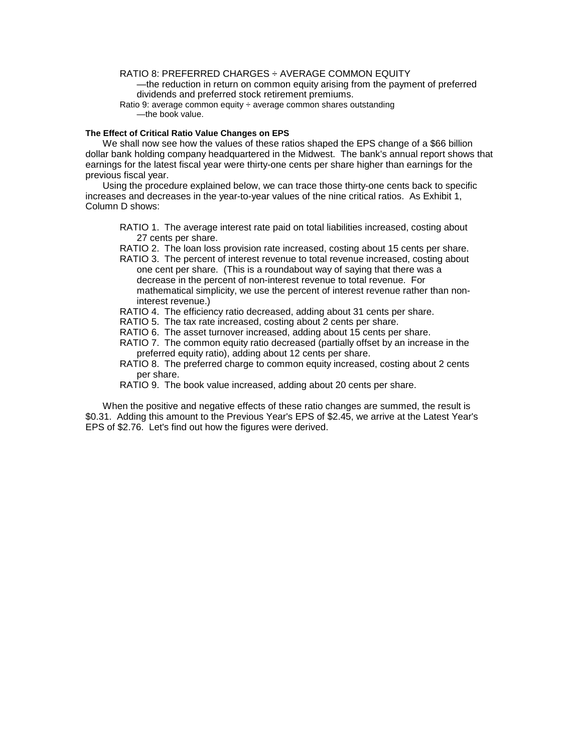RATIO 8: PREFERRED CHARGES ÷ AVERAGE COMMON EQUITY
—the reduction in return on common equity arising from the payment of preferred dividends and preferred stock retirement premiums.

Ratio 9: average common equity ÷ average common shares outstanding
—the book value.

**The Effect of Critical Ratio Value Changes on EPS**

We shall now see how the values of these ratios shaped the EPS change of a $66 billion dollar bank holding company headquartered in the Midwest. The bank's annual report shows that earnings for the latest fiscal year were thirty-one cents per share higher than earnings for the previous fiscal year.

Using the procedure explained below, we can trace those thirty-one cents back to specific increases and decreases in the year-to-year values of the nine critical ratios. As Exhibit 1, Column D shows:

- RATIO 1. The average interest rate paid on total liabilities increased, costing about 27 cents per share.
- RATIO 2. The loan loss provision rate increased, costing about 15 cents per share.
- RATIO 3. The percent of interest revenue to total revenue increased, costing about one cent per share. (This is a roundabout way of saying that there was a decrease in the percent of non-interest revenue to total revenue. For mathematical simplicity, we use the percent of interest revenue rather than non-interest revenue.)
- RATIO 4. The efficiency ratio decreased, adding about 31 cents per share.
- RATIO 5. The tax rate increased, costing about 2 cents per share.
- RATIO 6. The asset turnover increased, adding about 15 cents per share.
- RATIO 7. The common equity ratio decreased (partially offset by an increase in the preferred equity ratio), adding about 12 cents per share.
- RATIO 8. The preferred charge to common equity increased, costing about 2 cents per share.
- RATIO 9. The book value increased, adding about 20 cents per share.

When the positive and negative effects of these ratio changes are summed, the result is $0.31. Adding this amount to the Previous Year's EPS of $2.45, we arrive at the Latest Year's EPS of $2.76. Let's find out how the figures were derived.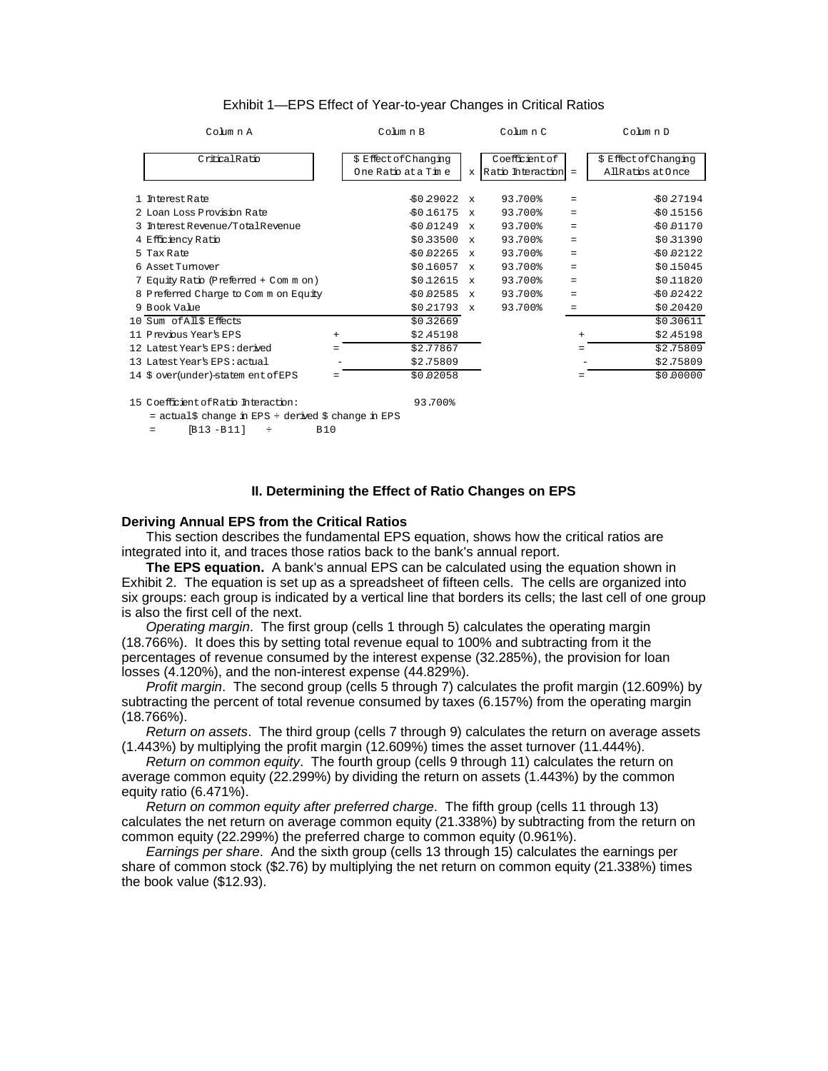Exhibit 1—EPS Effect of Year-to-year Changes in Critical Ratios

| | Column A | | Column B | | Column C | | Column D |
|---|---|---|---|---|---|---|---|
| | Critical Ratio | | $ Effect of Changing One Ratio at a Time | x | Coefficient of Ratio Interaction | = | $ Effect of Changing All Ratios at Once |
| 1 | Interest Rate | | -$0.29022 | x | 93.700% | = | -$0.27194 |
| 2 | Loan Loss Provision Rate | | -$0.16175 | x | 93.700% | = | -$0.15156 |
| 3 | Interest Revenue/Total Revenue | | -$0.01249 | x | 93.700% | = | -$0.01170 |
| 4 | Efficiency Ratio | | $0.33500 | x | 93.700% | = | $0.31390 |
| 5 | Tax Rate | | -$0.02265 | x | 93.700% | = | -$0.02122 |
| 6 | Asset Turnover | | $0.16057 | x | 93.700% | = | $0.15045 |
| 7 | Equity Ratio (Preferred + Common) | | $0.12615 | x | 93.700% | = | $0.11820 |
| 8 | Preferred Charge to Common Equity | | -$0.02585 | x | 93.700% | = | -$0.02422 |
| 9 | Book Value | | $0.21793 | x | 93.700% | = | $0.20420 |
| 10 | Sum of All $ Effects | | $0.32669 | | | | $0.30611 |
| 11 | Previous Year's EPS | + | $2.45198 | | | + | $2.45198 |
| 12 | Latest Year's EPS: derived | = | $2.77867 | | | = | $2.75809 |
| 13 | Latest Year's EPS: actual | - | $2.75809 | | | - | $2.75809 |
| 14 | $ over(under)-statement of EPS | = | $0.02058 | | | = | $0.00000 |

15 Coefficient of Ratio Interaction: 93.700%

= actual $ change in EPS ÷ derived $ change in EPS

= [B13 - B11] ÷ B10

## II. Determining the Effect of Ratio Changes on EPS

### Deriving Annual EPS from the Critical Ratios

This section describes the fundamental EPS equation, shows how the critical ratios are integrated into it, and traces those ratios back to the bank's annual report.

**The EPS equation.** A bank's annual EPS can be calculated using the equation shown in Exhibit 2. The equation is set up as a spreadsheet of fifteen cells. The cells are organized into six groups: each group is indicated by a vertical line that borders its cells; the last cell of one group is also the first cell of the next.

*Operating margin*. The first group (cells 1 through 5) calculates the operating margin (18.766%). It does this by setting total revenue equal to 100% and subtracting from it the percentages of revenue consumed by the interest expense (32.285%), the provision for loan losses (4.120%), and the non-interest expense (44.829%).

*Profit margin*. The second group (cells 5 through 7) calculates the profit margin (12.609%) by subtracting the percent of total revenue consumed by taxes (6.157%) from the operating margin (18.766%).

*Return on assets*. The third group (cells 7 through 9) calculates the return on average assets (1.443%) by multiplying the profit margin (12.609%) times the asset turnover (11.444%).

*Return on common equity*. The fourth group (cells 9 through 11) calculates the return on average common equity (22.299%) by dividing the return on assets (1.443%) by the common equity ratio (6.471%).

*Return on common equity after preferred charge*. The fifth group (cells 11 through 13) calculates the net return on average common equity (21.338%) by subtracting from the return on common equity (22.299%) the preferred charge to common equity (0.961%).

*Earnings per share*. And the sixth group (cells 13 through 15) calculates the earnings per share of common stock ($2.76) by multiplying the net return on common equity (21.338%) times the book value ($12.93).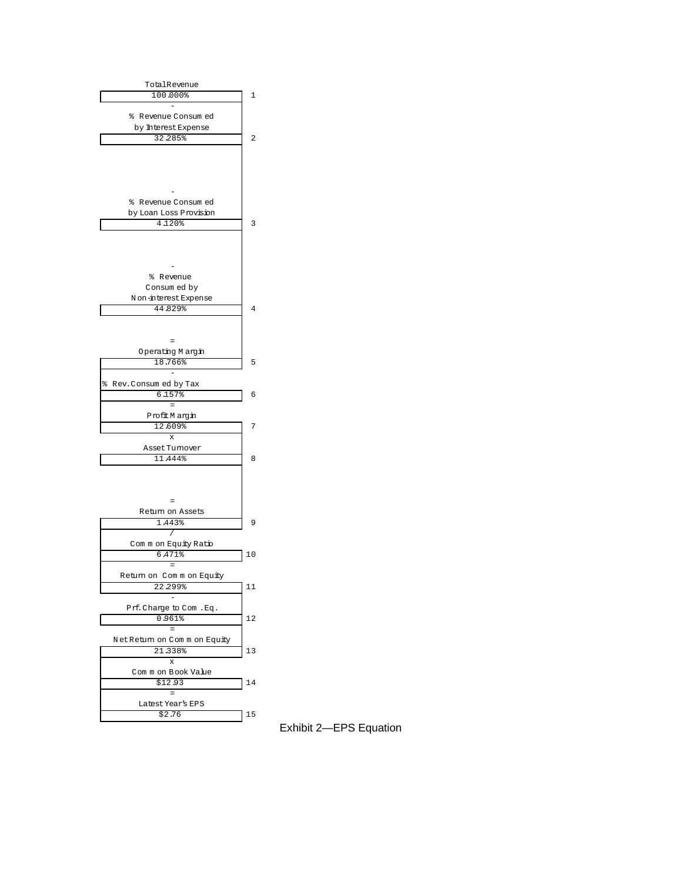| Item | Value | Line |
|---|---|---|
| Total Revenue | 100.000% | 1 |
| - | | |
| % Revenue Consumed by Interest Expense | 32.285% | 2 |
| - | | |
| % Revenue Consumed by Loan Loss Provision | 4.120% | 3 |
| - | | |
| % Revenue Consumed by Non-interest Expense | 44.829% | 4 |
| = | | |
| Operating Margin | 18.766% | 5 |
| - | | |
| % Rev. Consumed by Tax | 6.157% | 6 |
| = | | |
| Profit Margin | 12.609% | 7 |
| x | | |
| Asset Turnover | 11.444% | 8 |
| = | | |
| Return on Assets | 1.443% | 9 |
| / | | |
| Common Equity Ratio | 6.471% | 10 |
| = | | |
| Return on Common Equity | 22.299% | 11 |
| - | | |
| Prf. Charge to Com. Eq. | 0.961% | 12 |
| = | | |
| Net Return on Common Equity | 21.338% | 13 |
| x | | |
| Common Book Value | $12.93 | 14 |
| = | | |
| Latest Year's EPS | $2.76 | 15 |

Exhibit 2—EPS Equation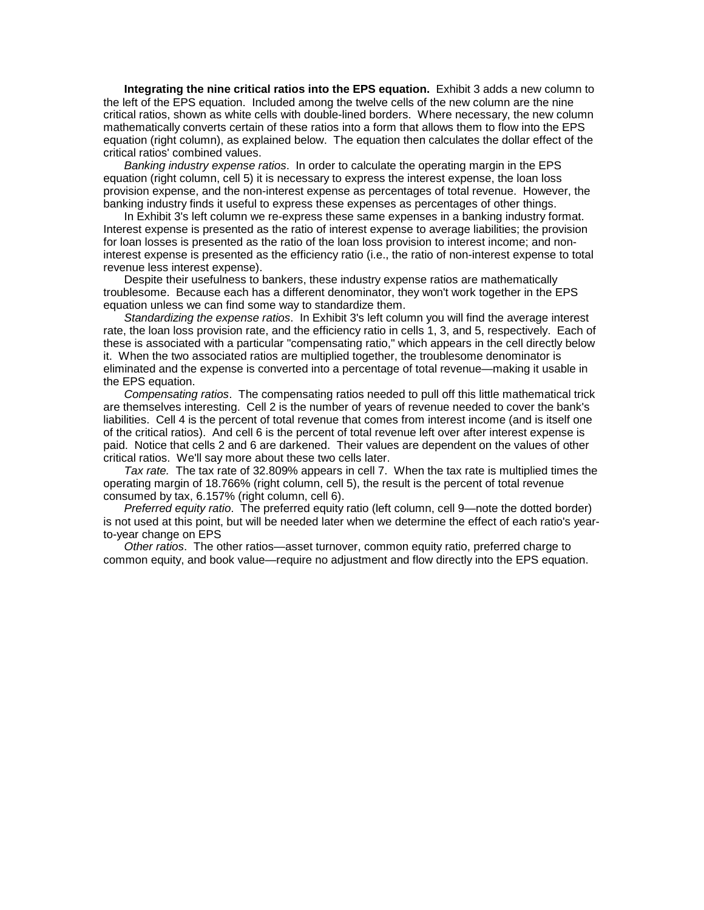**Integrating the nine critical ratios into the EPS equation.** Exhibit 3 adds a new column to the left of the EPS equation. Included among the twelve cells of the new column are the nine critical ratios, shown as white cells with double-lined borders. Where necessary, the new column mathematically converts certain of these ratios into a form that allows them to flow into the EPS equation (right column), as explained below. The equation then calculates the dollar effect of the critical ratios' combined values.

*Banking industry expense ratios*. In order to calculate the operating margin in the EPS equation (right column, cell 5) it is necessary to express the interest expense, the loan loss provision expense, and the non-interest expense as percentages of total revenue. However, the banking industry finds it useful to express these expenses as percentages of other things.

In Exhibit 3's left column we re-express these same expenses in a banking industry format. Interest expense is presented as the ratio of interest expense to average liabilities; the provision for loan losses is presented as the ratio of the loan loss provision to interest income; and non-interest expense is presented as the efficiency ratio (i.e., the ratio of non-interest expense to total revenue less interest expense).

Despite their usefulness to bankers, these industry expense ratios are mathematically troublesome. Because each has a different denominator, they won't work together in the EPS equation unless we can find some way to standardize them.

*Standardizing the expense ratios*. In Exhibit 3's left column you will find the average interest rate, the loan loss provision rate, and the efficiency ratio in cells 1, 3, and 5, respectively. Each of these is associated with a particular "compensating ratio," which appears in the cell directly below it. When the two associated ratios are multiplied together, the troublesome denominator is eliminated and the expense is converted into a percentage of total revenue—making it usable in the EPS equation.

*Compensating ratios*. The compensating ratios needed to pull off this little mathematical trick are themselves interesting. Cell 2 is the number of years of revenue needed to cover the bank's liabilities. Cell 4 is the percent of total revenue that comes from interest income (and is itself one of the critical ratios). And cell 6 is the percent of total revenue left over after interest expense is paid. Notice that cells 2 and 6 are darkened. Their values are dependent on the values of other critical ratios. We'll say more about these two cells later.

*Tax rate.* The tax rate of 32.809% appears in cell 7. When the tax rate is multiplied times the operating margin of 18.766% (right column, cell 5), the result is the percent of total revenue consumed by tax, 6.157% (right column, cell 6).

*Preferred equity ratio*. The preferred equity ratio (left column, cell 9—note the dotted border) is not used at this point, but will be needed later when we determine the effect of each ratio's year-to-year change on EPS

*Other ratios*. The other ratios—asset turnover, common equity ratio, preferred charge to common equity, and book value—require no adjustment and flow directly into the EPS equation.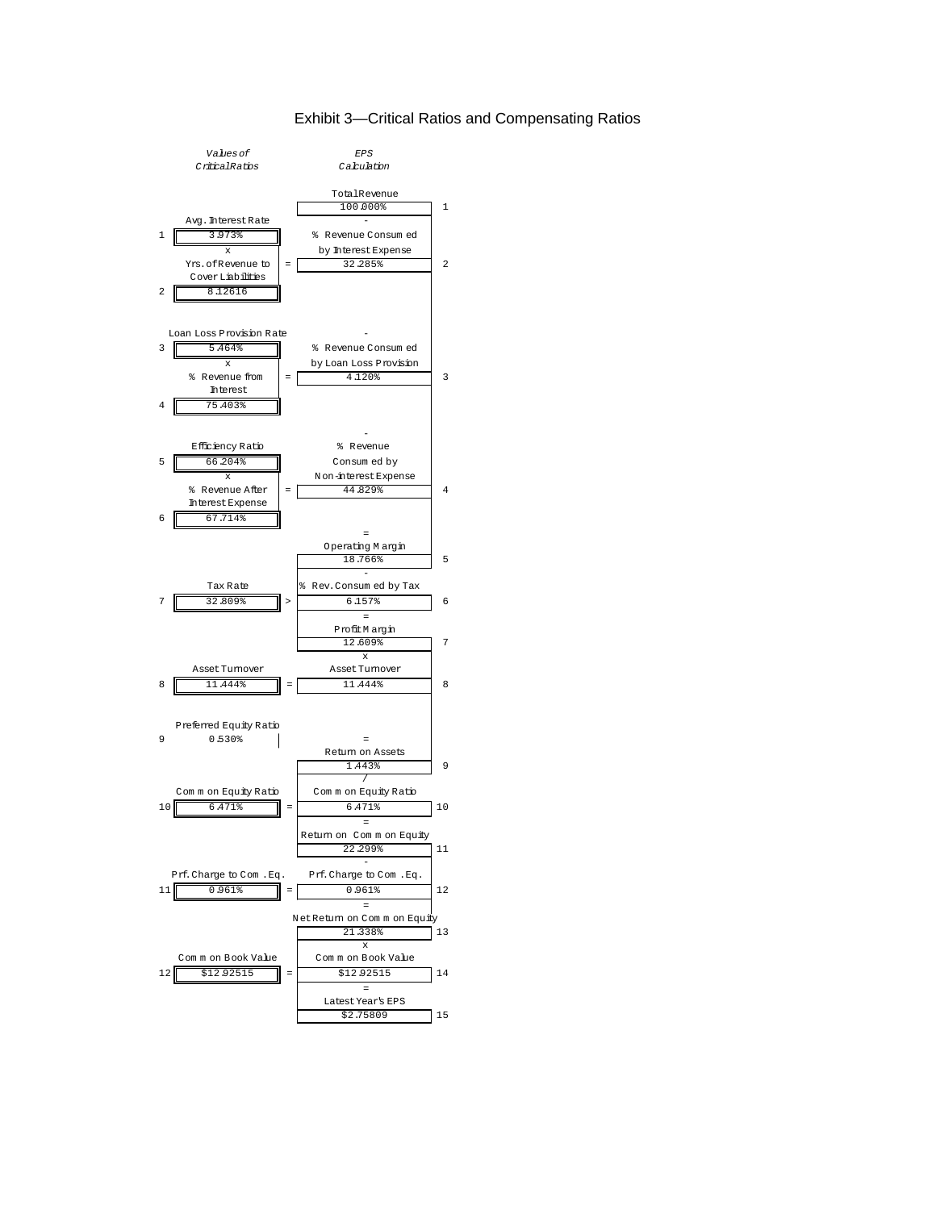# Exhibit 3—Critical Ratios and Compensating Ratios

| # | *Values of Critical Ratios* | | Operator | *EPS Calculation* | # |
|---|---|---|---|---|---|
| | | | | Total Revenue | |
| | | | | 100.000% | 1 |
| | | | | - | |
| 1 | Avg. Interest Rate | 3.973% | | | |
| | x | | | | |
| 2 | Yrs. of Revenue to Cover Liabilities | 8.12616 | = | % Revenue Consumed by Interest Expense: 32.285% | 2 |
| | | | | - | |
| 3 | Loan Loss Provision Rate | 5.464% | | | |
| | x | | | | |
| 4 | % Revenue from Interest | 75.403% | = | % Revenue Consumed by Loan Loss Provision: 4.120% | 3 |
| | | | | - | |
| 5 | Efficiency Ratio | 66.204% | | | |
| | x | | | | |
| 6 | % Revenue After Interest Expense | 67.714% | = | % Revenue Consumed by Non-interest Expense: 44.829% | 4 |
| | | | | = | |
| | | | | Operating Margin: 18.766% | 5 |
| | | | | - | |
| 7 | Tax Rate | 32.809% | > | % Rev. Consumed by Tax: 6.157% | 6 |
| | | | | = | |
| | | | | Profit Margin: 12.609% | 7 |
| | | | | x | |
| 8 | Asset Turnover | 11.444% | = | Asset Turnover: 11.444% | 8 |
| 9 | Preferred Equity Ratio | 0.530% | | = | |
| | | | | Return on Assets: 1.443% | 9 |
| | | | | / | |
| 10 | Common Equity Ratio | 6.471% | = | Common Equity Ratio: 6.471% | 10 |
| | | | | = | |
| | | | | Return on Common Equity: 22.299% | 11 |
| | | | | - | |
| 11 | Prf. Charge to Com. Eq. | 0.961% | = | Prf. Charge to Com. Eq.: 0.961% | 12 |
| | | | | = | |
| | | | | Net Return on Common Equity: 21.338% | 13 |
| | | | | x | |
| 12 | Common Book Value | $12.92515 | = | Common Book Value: $12.92515 | 14 |
| | | | | = | |
| | | | | Latest Year's EPS: $2.75809 | 15 |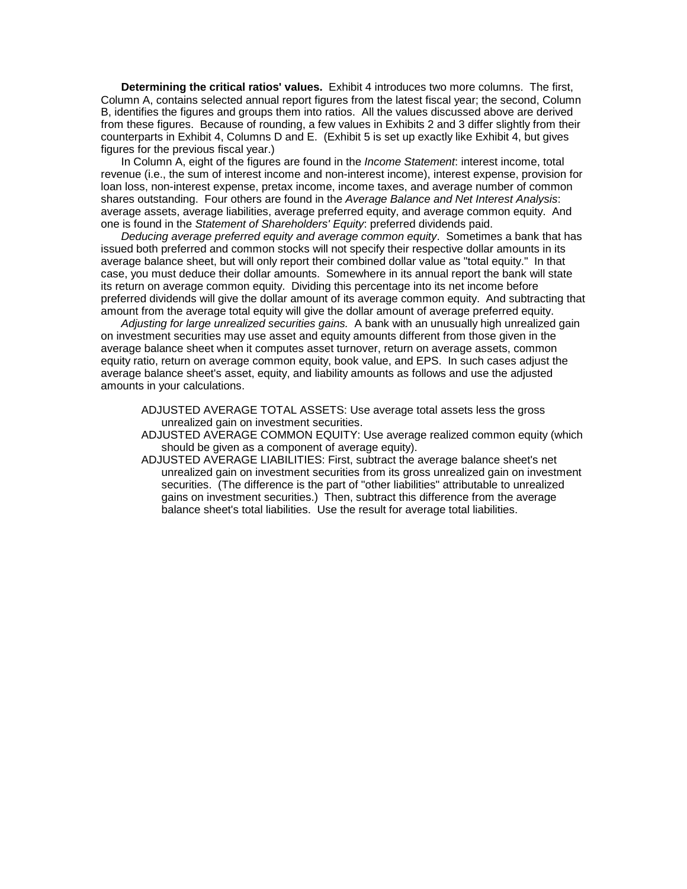**Determining the critical ratios' values.** Exhibit 4 introduces two more columns. The first, Column A, contains selected annual report figures from the latest fiscal year; the second, Column B, identifies the figures and groups them into ratios. All the values discussed above are derived from these figures. Because of rounding, a few values in Exhibits 2 and 3 differ slightly from their counterparts in Exhibit 4, Columns D and E. (Exhibit 5 is set up exactly like Exhibit 4, but gives figures for the previous fiscal year.)

In Column A, eight of the figures are found in the *Income Statement*: interest income, total revenue (i.e., the sum of interest income and non-interest income), interest expense, provision for loan loss, non-interest expense, pretax income, income taxes, and average number of common shares outstanding. Four others are found in the *Average Balance and Net Interest Analysis*: average assets, average liabilities, average preferred equity, and average common equity. And one is found in the *Statement of Shareholders' Equity*: preferred dividends paid.

*Deducing average preferred equity and average common equity*. Sometimes a bank that has issued both preferred and common stocks will not specify their respective dollar amounts in its average balance sheet, but will only report their combined dollar value as "total equity." In that case, you must deduce their dollar amounts. Somewhere in its annual report the bank will state its return on average common equity. Dividing this percentage into its net income before preferred dividends will give the dollar amount of its average common equity. And subtracting that amount from the average total equity will give the dollar amount of average preferred equity.

*Adjusting for large unrealized securities gains.* A bank with an unusually high unrealized gain on investment securities may use asset and equity amounts different from those given in the average balance sheet when it computes asset turnover, return on average assets, common equity ratio, return on average common equity, book value, and EPS. In such cases adjust the average balance sheet's asset, equity, and liability amounts as follows and use the adjusted amounts in your calculations.

- ADJUSTED AVERAGE TOTAL ASSETS: Use average total assets less the gross unrealized gain on investment securities.
- ADJUSTED AVERAGE COMMON EQUITY: Use average realized common equity (which should be given as a component of average equity).
- ADJUSTED AVERAGE LIABILITIES: First, subtract the average balance sheet's net unrealized gain on investment securities from its gross unrealized gain on investment securities. (The difference is the part of "other liabilities" attributable to unrealized gains on investment securities.) Then, subtract this difference from the average balance sheet's total liabilities. Use the result for average total liabilities.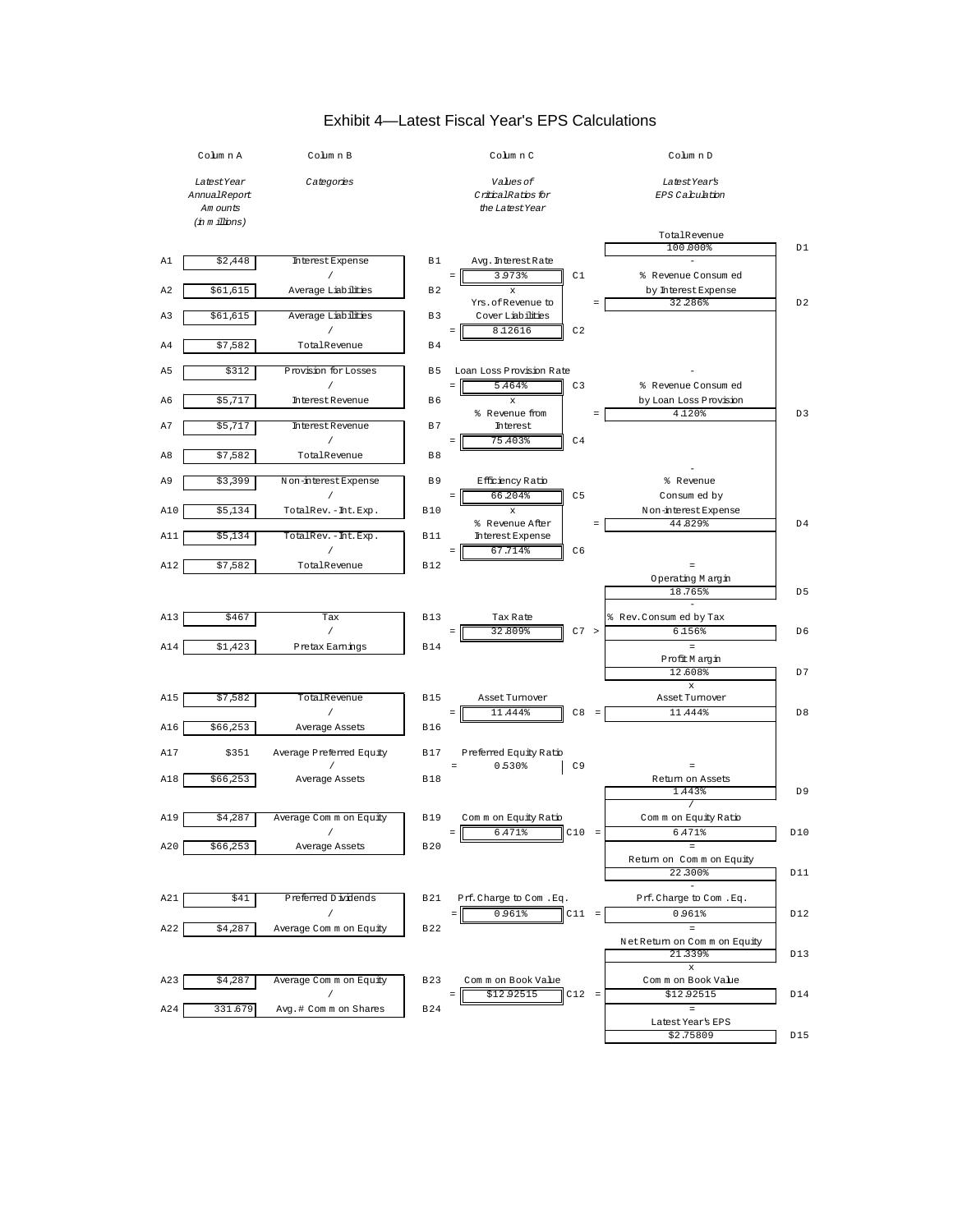# Exhibit 4—Latest Fiscal Year's EPS Calculations

| | Column A<br>*Latest Year Annual Report Amounts (in millions)* | Column B<br>*Categories* | | Column C<br>*Values of Critical Ratios for the Latest Year* | | | Column D<br>*Latest Year's EPS Calculation* | |
|---|---|---|---|---|---|---|---|---|
| | | | | | | | Total Revenue<br>100.000% | D1 |
| A1 | $2,448 | Interest Expense | B1 | Avg. Interest Rate | | | - | |
| | | / | | = 3.973% | C1 | | % Revenue Consumed | |
| A2 | $61,615 | Average Liabilities | B2 | x | | | by Interest Expense | |
| | | | | Yrs. of Revenue to Cover Liabilities | | = | 32.286% | D2 |
| A3 | $61,615 | Average Liabilities | B3 | | | | | |
| | | / | | = 8.12616 | C2 | | | |
| A4 | $7,582 | Total Revenue | B4 | | | | | |
| A5 | $312 | Provision for Losses | B5 | Loan Loss Provision Rate | | | - | |
| | | / | | = 5.464% | C3 | | % Revenue Consumed | |
| A6 | $5,717 | Interest Revenue | B6 | x | | | by Loan Loss Provision | |
| | | | | % Revenue from Interest | | = | 4.120% | D3 |
| A7 | $5,717 | Interest Revenue | B7 | | | | | |
| | | / | | = 75.403% | C4 | | | |
| A8 | $7,582 | Total Revenue | B8 | | | | - | |
| A9 | $3,399 | Non-interest Expense | B9 | Efficiency Ratio | | | % Revenue | |
| | | / | | = 66.204% | C5 | | Consumed by | |
| A10 | $5,134 | Total Rev. - Int. Exp. | B10 | x | | | Non-interest Expense | |
| | | | | % Revenue After Interest Expense | | = | 44.829% | D4 |
| A11 | $5,134 | Total Rev. - Int. Exp. | B11 | | | | | |
| | | / | | = 67.714% | C6 | | | |
| A12 | $7,582 | Total Revenue | B12 | | | | = | |
| | | | | | | | Operating Margin<br>18.765% | D5 |
| | | | | | | | - | |
| A13 | $467 | Tax | B13 | Tax Rate | | | % Rev. Consumed by Tax | |
| | | / | | = 32.809% | C7 | > | 6.156% | D6 |
| A14 | $1,423 | Pretax Earnings | B14 | | | | = | |
| | | | | | | | Profit Margin<br>12.608% | D7 |
| | | | | | | | x | |
| A15 | $7,582 | Total Revenue | B15 | Asset Turnover | | | Asset Turnover | |
| | | / | | = 11.444% | C8 | = | 11.444% | D8 |
| A16 | $66,253 | Average Assets | B16 | | | | | |
| A17 | $351 | Average Preferred Equity | B17 | Preferred Equity Ratio | | | | |
| | | / | | = 0.530% | C9 | | = | |
| A18 | $66,253 | Average Assets | B18 | | | | Return on Assets<br>1.443% | D9 |
| | | | | | | | / | |
| A19 | $4,287 | Average Common Equity | B19 | Common Equity Ratio | | | Common Equity Ratio | |
| | | / | | = 6.471% | C10 | = | 6.471% | D10 |
| A20 | $66,253 | Average Assets | B20 | | | | = | |
| | | | | | | | Return on Common Equity<br>22.300% | D11 |
| | | | | | | | - | |
| A21 | $41 | Preferred Dividends | B21 | Prf. Charge to Com. Eq. | | | Prf. Charge to Com. Eq. | |
| | | / | | = 0.961% | C11 | = | 0.961% | D12 |
| A22 | $4,287 | Average Common Equity | B22 | | | | = | |
| | | | | | | | Net Return on Common Equity<br>21.339% | D13 |
| | | | | | | | x | |
| A23 | $4,287 | Average Common Equity | B23 | Common Book Value | | | Common Book Value | |
| | | / | | = $12.92515 | C12 | = | $12.92515 | D14 |
| A24 | 331.679 | Avg. # Common Shares | B24 | | | | = | |
| | | | | | | | Latest Year's EPS<br>$2.75809 | D15 |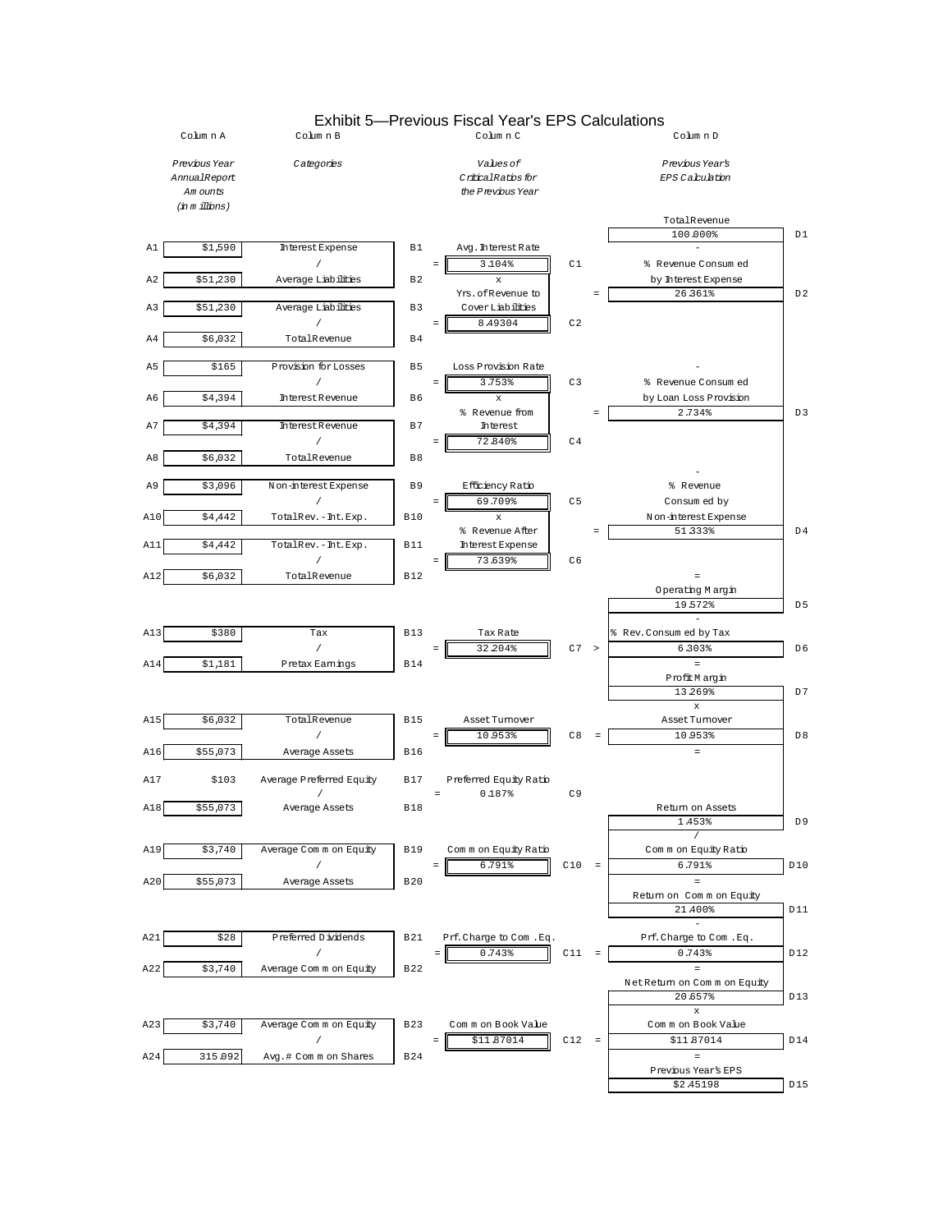# Exhibit 5—Previous Fiscal Year's EPS Calculations

| | Column A | Column B | | | Column C | | | Column D | |
|---|---|---|---|---|---|---|---|---|---|
| | *Previous Year Annual Report Amounts (in millions)* | *Categories* | | | *Values of Critical Ratios for the Previous Year* | | | *Previous Year's EPS Calculation* | |
| | | | | | | | | Total Revenue | |
| | | | | | | | | 100.000% | D1 |
| A1 | $1,590 | Interest Expense | B1 | | Avg. Interest Rate | | | - | |
| | | / | | = | 3.104% | C1 | | % Revenue Consumed | |
| A2 | $51,230 | Average Liabilities | B2 | | x | | | by Interest Expense | |
| | | | | | Yrs. of Revenue to | | = | 26.361% | D2 |
| A3 | $51,230 | Average Liabilities | B3 | | Cover Liabilities | | | | |
| | | / | | = | 8.49304 | C2 | | | |
| A4 | $6,032 | Total Revenue | B4 | | | | | | |
| A5 | $165 | Provision for Losses | B5 | | Loss Provision Rate | | | - | |
| | | / | | = | 3.753% | C3 | | % Revenue Consumed | |
| A6 | $4,394 | Interest Revenue | B6 | | x | | | by Loan Loss Provision | |
| | | | | | % Revenue from | | = | 2.734% | D3 |
| A7 | $4,394 | Interest Revenue | B7 | | Interest | | | | |
| | | / | | = | 72.840% | C4 | | | |
| A8 | $6,032 | Total Revenue | B8 | | | | | | |
| | | | | | | | | - | |
| A9 | $3,096 | Non-interest Expense | B9 | | Efficiency Ratio | | | % Revenue | |
| | | / | | = | 69.709% | C5 | | Consumed by | |
| A10 | $4,442 | Total Rev. - Int. Exp. | B10 | | x | | | Non-interest Expense | |
| | | | | | % Revenue After | | = | 51.333% | D4 |
| A11 | $4,442 | Total Rev. - Int. Exp. | B11 | | Interest Expense | | | | |
| | | / | | = | 73.639% | C6 | | | |
| A12 | $6,032 | Total Revenue | B12 | | | | | = | |
| | | | | | | | | Operating Margin | |
| | | | | | | | | 19.572% | D5 |
| | | | | | | | | - | |
| A13 | $380 | Tax | B13 | | Tax Rate | | | % Rev. Consumed by Tax | |
| | | / | | = | 32.204% | C7 | > | 6.303% | D6 |
| A14 | $1,181 | Pretax Earnings | B14 | | | | | = | |
| | | | | | | | | Profit Margin | |
| | | | | | | | | 13.269% | D7 |
| | | | | | | | | x | |
| A15 | $6,032 | Total Revenue | B15 | | Asset Turnover | | | Asset Turnover | |
| | | / | | = | 10.953% | C8 | = | 10.953% | D8 |
| A16 | $55,073 | Average Assets | B16 | | | | | = | |
| A17 | $103 | Average Preferred Equity | B17 | | Preferred Equity Ratio | | | | |
| | | / | | = | 0.187% | C9 | | | |
| A18 | $55,073 | Average Assets | B18 | | | | | Return on Assets | |
| | | | | | | | | 1.453% | D9 |
| | | | | | | | | / | |
| A19 | $3,740 | Average Common Equity | B19 | | Common Equity Ratio | | | Common Equity Ratio | |
| | | / | | = | 6.791% | C10 | = | 6.791% | D10 |
| A20 | $55,073 | Average Assets | B20 | | | | | = | |
| | | | | | | | | Return on Common Equity | |
| | | | | | | | | 21.400% | D11 |
| | | | | | | | | - | |
| A21 | $28 | Preferred Dividends | B21 | | Prf. Charge to Com. Eq. | | | Prf. Charge to Com. Eq. | |
| | | / | | = | 0.743% | C11 | = | 0.743% | D12 |
| A22 | $3,740 | Average Common Equity | B22 | | | | | = | |
| | | | | | | | | Net Return on Common Equity | |
| | | | | | | | | 20.657% | D13 |
| | | | | | | | | x | |
| A23 | $3,740 | Average Common Equity | B23 | | Common Book Value | | | Common Book Value | |
| | | / | | = | $11.87014 | C12 | = | $11.87014 | D14 |
| A24 | 315.092 | Avg. # Common Shares | B24 | | | | | = | |
| | | | | | | | | Previous Year's EPS | |
| | | | | | | | | $2.45198 | D15 |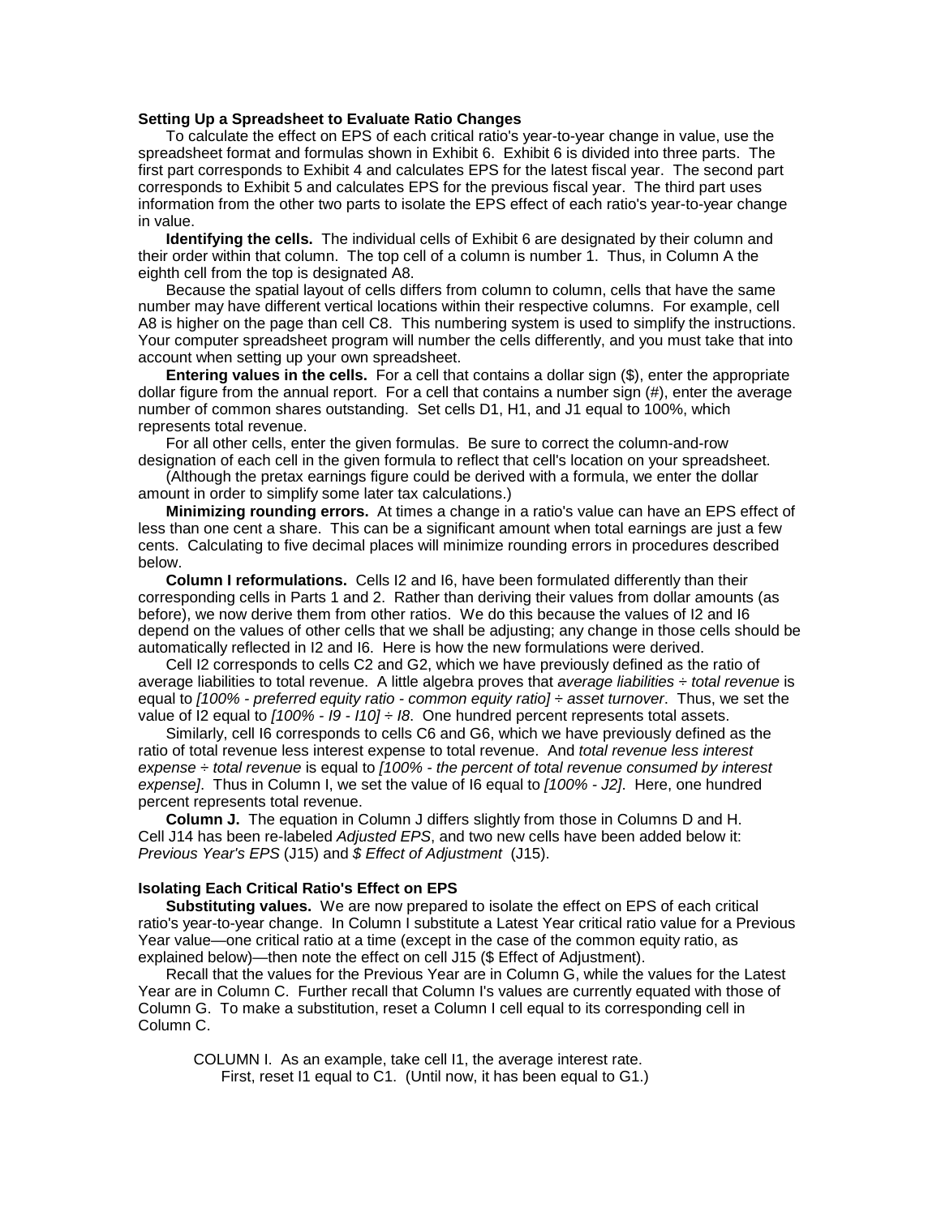### Setting Up a Spreadsheet to Evaluate Ratio Changes

To calculate the effect on EPS of each critical ratio's year-to-year change in value, use the spreadsheet format and formulas shown in Exhibit 6. Exhibit 6 is divided into three parts. The first part corresponds to Exhibit 4 and calculates EPS for the latest fiscal year. The second part corresponds to Exhibit 5 and calculates EPS for the previous fiscal year. The third part uses information from the other two parts to isolate the EPS effect of each ratio's year-to-year change in value.

**Identifying the cells.** The individual cells of Exhibit 6 are designated by their column and their order within that column. The top cell of a column is number 1. Thus, in Column A the eighth cell from the top is designated A8.

Because the spatial layout of cells differs from column to column, cells that have the same number may have different vertical locations within their respective columns. For example, cell A8 is higher on the page than cell C8. This numbering system is used to simplify the instructions. Your computer spreadsheet program will number the cells differently, and you must take that into account when setting up your own spreadsheet.

**Entering values in the cells.** For a cell that contains a dollar sign ($), enter the appropriate dollar figure from the annual report. For a cell that contains a number sign (#), enter the average number of common shares outstanding. Set cells D1, H1, and J1 equal to 100%, which represents total revenue.

For all other cells, enter the given formulas. Be sure to correct the column-and-row designation of each cell in the given formula to reflect that cell's location on your spreadsheet.

(Although the pretax earnings figure could be derived with a formula, we enter the dollar amount in order to simplify some later tax calculations.)

**Minimizing rounding errors.** At times a change in a ratio's value can have an EPS effect of less than one cent a share. This can be a significant amount when total earnings are just a few cents. Calculating to five decimal places will minimize rounding errors in procedures described below.

**Column I reformulations.** Cells I2 and I6, have been formulated differently than their corresponding cells in Parts 1 and 2. Rather than deriving their values from dollar amounts (as before), we now derive them from other ratios. We do this because the values of I2 and I6 depend on the values of other cells that we shall be adjusting; any change in those cells should be automatically reflected in I2 and I6. Here is how the new formulations were derived.

Cell I2 corresponds to cells C2 and G2, which we have previously defined as the ratio of average liabilities to total revenue. A little algebra proves that *average liabilities ÷ total revenue* is equal to *[100% - preferred equity ratio - common equity ratio] ÷ asset turnover*. Thus, we set the value of I2 equal to *[100% - I9 - I10] ÷ I8*. One hundred percent represents total assets.

Similarly, cell I6 corresponds to cells C6 and G6, which we have previously defined as the ratio of total revenue less interest expense to total revenue. And *total revenue less interest expense ÷ total revenue* is equal to *[100% - the percent of total revenue consumed by interest expense]*. Thus in Column I, we set the value of I6 equal to *[100% - J2]*. Here, one hundred percent represents total revenue.

**Column J.** The equation in Column J differs slightly from those in Columns D and H. Cell J14 has been re-labeled *Adjusted EPS*, and two new cells have been added below it: *Previous Year's EPS* (J15) and *$ Effect of Adjustment* (J15).

### Isolating Each Critical Ratio's Effect on EPS

**Substituting values.** We are now prepared to isolate the effect on EPS of each critical ratio's year-to-year change. In Column I substitute a Latest Year critical ratio value for a Previous Year value—one critical ratio at a time (except in the case of the common equity ratio, as explained below)—then note the effect on cell J15 ($ Effect of Adjustment).

Recall that the values for the Previous Year are in Column G, while the values for the Latest Year are in Column C. Further recall that Column I's values are currently equated with those of Column G. To make a substitution, reset a Column I cell equal to its corresponding cell in Column C.

COLUMN I. As an example, take cell I1, the average interest rate.
First, reset I1 equal to C1. (Until now, it has been equal to G1.)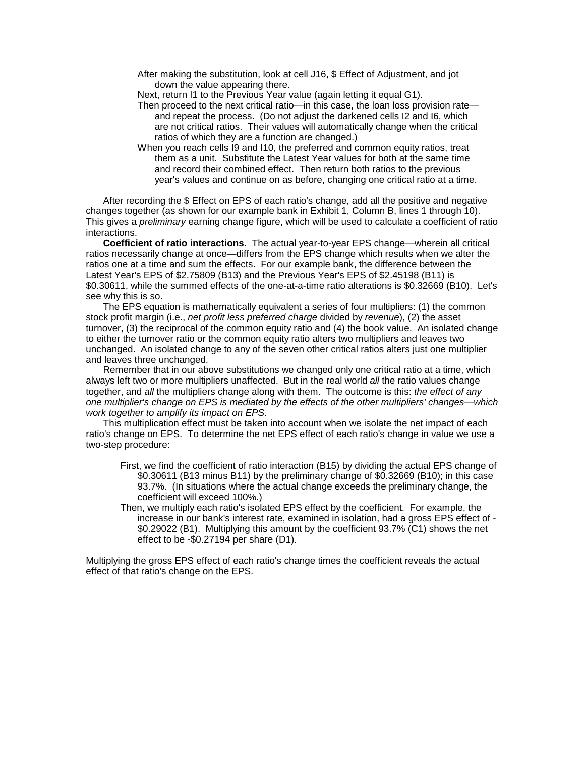After making the substitution, look at cell J16, $ Effect of Adjustment, and jot down the value appearing there.

Next, return I1 to the Previous Year value (again letting it equal G1).

Then proceed to the next critical ratio—in this case, the loan loss provision rate—and repeat the process. (Do not adjust the darkened cells I2 and I6, which are not critical ratios. Their values will automatically change when the critical ratios of which they are a function are changed.)

When you reach cells I9 and I10, the preferred and common equity ratios, treat them as a unit. Substitute the Latest Year values for both at the same time and record their combined effect. Then return both ratios to the previous year's values and continue on as before, changing one critical ratio at a time.

After recording the $ Effect on EPS of each ratio's change, add all the positive and negative changes together (as shown for our example bank in Exhibit 1, Column B, lines 1 through 10). This gives a *preliminary* earning change figure, which will be used to calculate a coefficient of ratio interactions.

**Coefficient of ratio interactions.** The actual year-to-year EPS change—wherein all critical ratios necessarily change at once—differs from the EPS change which results when we alter the ratios one at a time and sum the effects. For our example bank, the difference between the Latest Year's EPS of $2.75809 (B13) and the Previous Year's EPS of $2.45198 (B11) is $0.30611, while the summed effects of the one-at-a-time ratio alterations is $0.32669 (B10). Let's see why this is so.

The EPS equation is mathematically equivalent a series of four multipliers: (1) the common stock profit margin (i.e., *net profit less preferred charge* divided by *revenue*), (2) the asset turnover, (3) the reciprocal of the common equity ratio and (4) the book value. An isolated change to either the turnover ratio or the common equity ratio alters two multipliers and leaves two unchanged. An isolated change to any of the seven other critical ratios alters just one multiplier and leaves three unchanged.

Remember that in our above substitutions we changed only one critical ratio at a time, which always left two or more multipliers unaffected. But in the real world *all* the ratio values change together, and *all* the multipliers change along with them. The outcome is this: *the effect of any one multiplier's change on EPS is mediated by the effects of the other multipliers' changes—which work together to amplify its impact on EPS*.

This multiplication effect must be taken into account when we isolate the net impact of each ratio's change on EPS. To determine the net EPS effect of each ratio's change in value we use a two-step procedure:

First, we find the coefficient of ratio interaction (B15) by dividing the actual EPS change of $0.30611 (B13 minus B11) by the preliminary change of $0.32669 (B10); in this case 93.7%. (In situations where the actual change exceeds the preliminary change, the coefficient will exceed 100%.)

Then, we multiply each ratio's isolated EPS effect by the coefficient. For example, the increase in our bank's interest rate, examined in isolation, had a gross EPS effect of -$0.29022 (B1). Multiplying this amount by the coefficient 93.7% (C1) shows the net effect to be -$0.27194 per share (D1).

Multiplying the gross EPS effect of each ratio's change times the coefficient reveals the actual effect of that ratio's change on the EPS.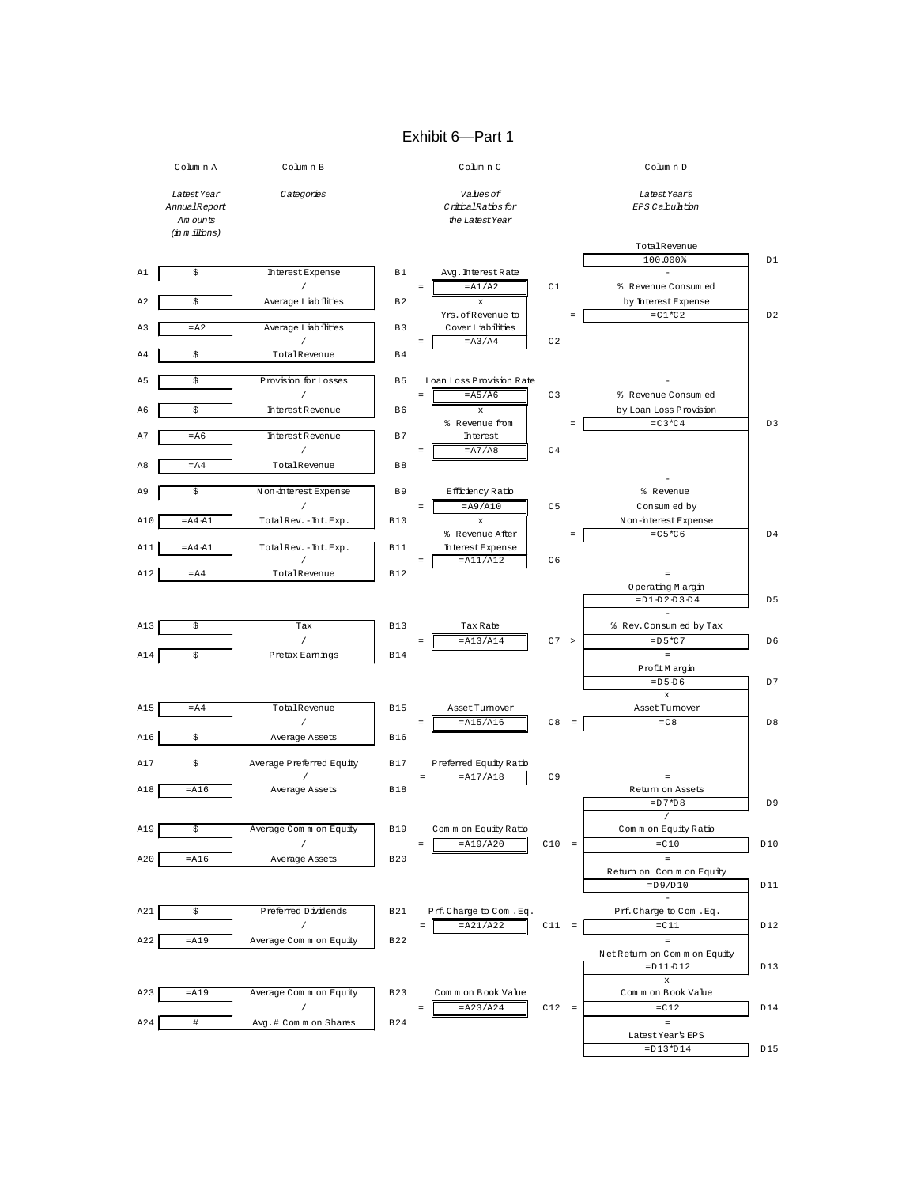# Exhibit 6—Part 1

| Row | Column A<br>*Latest Year Annual Report Amounts (in millions)* | Column B<br>*Categories* | Row | Column C<br>*Values of Critical Ratios for the Latest Year* | Ref | Column D<br>*Latest Year's EPS Calculation* | Ref |
|---|---|---|---|---|---|---|---|
| | | | | | | Total Revenue<br>100.000% | D1 |
| A1 | $ | Interest Expense<br>/ | B1 | Avg. Interest Rate<br>= =A1/A2 | C1 | -<br>% Revenue Consumed by Interest Expense | |
| A2 | $ | Average Liabilities | B2 | x<br>Yrs. of Revenue to Cover Liabilities | | = =C1*C2 | D2 |
| A3 | =A2 | Average Liabilities<br>/ | B3 | = =A3/A4 | C2 | | |
| A4 | $ | Total Revenue | B4 | | | | |
| A5 | $ | Provision for Losses<br>/ | B5 | Loan Loss Provision Rate<br>= =A5/A6 | C3 | -<br>% Revenue Consumed by Loan Loss Provision | |
| A6 | $ | Interest Revenue | B6 | x<br>% Revenue from Interest | | = =C3*C4 | D3 |
| A7 | =A6 | Interest Revenue<br>/ | B7 | = =A7/A8 | C4 | | |
| A8 | =A4 | Total Revenue | B8 | | | | |
| A9 | $ | Non-interest Expense<br>/ | B9 | Efficiency Ratio<br>= =A9/A10 | C5 | -<br>% Revenue Consumed by Non-interest Expense | |
| A10 | =A4-A1 | Total Rev. - Int. Exp. | B10 | x<br>% Revenue After Interest Expense | | = =C5*C6 | D4 |
| A11 | =A4-A1 | Total Rev. - Int. Exp.<br>/ | B11 | = =A11/A12 | C6 | | |
| A12 | =A4 | Total Revenue | B12 | | | =<br>Operating Margin<br>=D1-D2-D3-D4 | D5 |
| A13 | $ | Tax<br>/ | B13 | Tax Rate<br>= =A13/A14 | C7 > | -<br>% Rev. Consumed by Tax<br>=D5*C7 | D6 |
| A14 | $ | Pretax Earnings | B14 | | | =<br>Profit Margin<br>=D5-D6 | D7 |
| A15 | =A4 | Total Revenue<br>/ | B15 | Asset Turnover<br>= =A15/A16 | C8 = | x<br>Asset Turnover<br>=C8 | D8 |
| A16 | $ | Average Assets | B16 | | | | |
| A17 | $ | Average Preferred Equity<br>/ | B17 | Preferred Equity Ratio<br>= =A17/A18 | C9 | | |
| A18 | =A16 | Average Assets | B18 | | | =<br>Return on Assets<br>=D7*D8 | D9 |
| A19 | $ | Average Common Equity<br>/ | B19 | Common Equity Ratio<br>= =A19/A20 | C10 = | /<br>Common Equity Ratio<br>=C10 | D10 |
| A20 | =A16 | Average Assets | B20 | | | =<br>Return on Common Equity<br>=D9/D10 | D11 |
| A21 | $ | Preferred Dividends<br>/ | B21 | Prf. Charge to Com. Eq.<br>= =A21/A22 | C11 = | -<br>Prf. Charge to Com. Eq.<br>=C11 | D12 |
| A22 | =A19 | Average Common Equity | B22 | | | =<br>Net Return on Common Equity<br>=D11-D12 | D13 |
| A23 | =A19 | Average Common Equity<br>/ | B23 | Common Book Value<br>= =A23/A24 | C12 = | x<br>Common Book Value<br>=C12 | D14 |
| A24 | # | Avg. # Common Shares | B24 | | | =<br>Latest Year's EPS<br>=D13*D14 | D15 |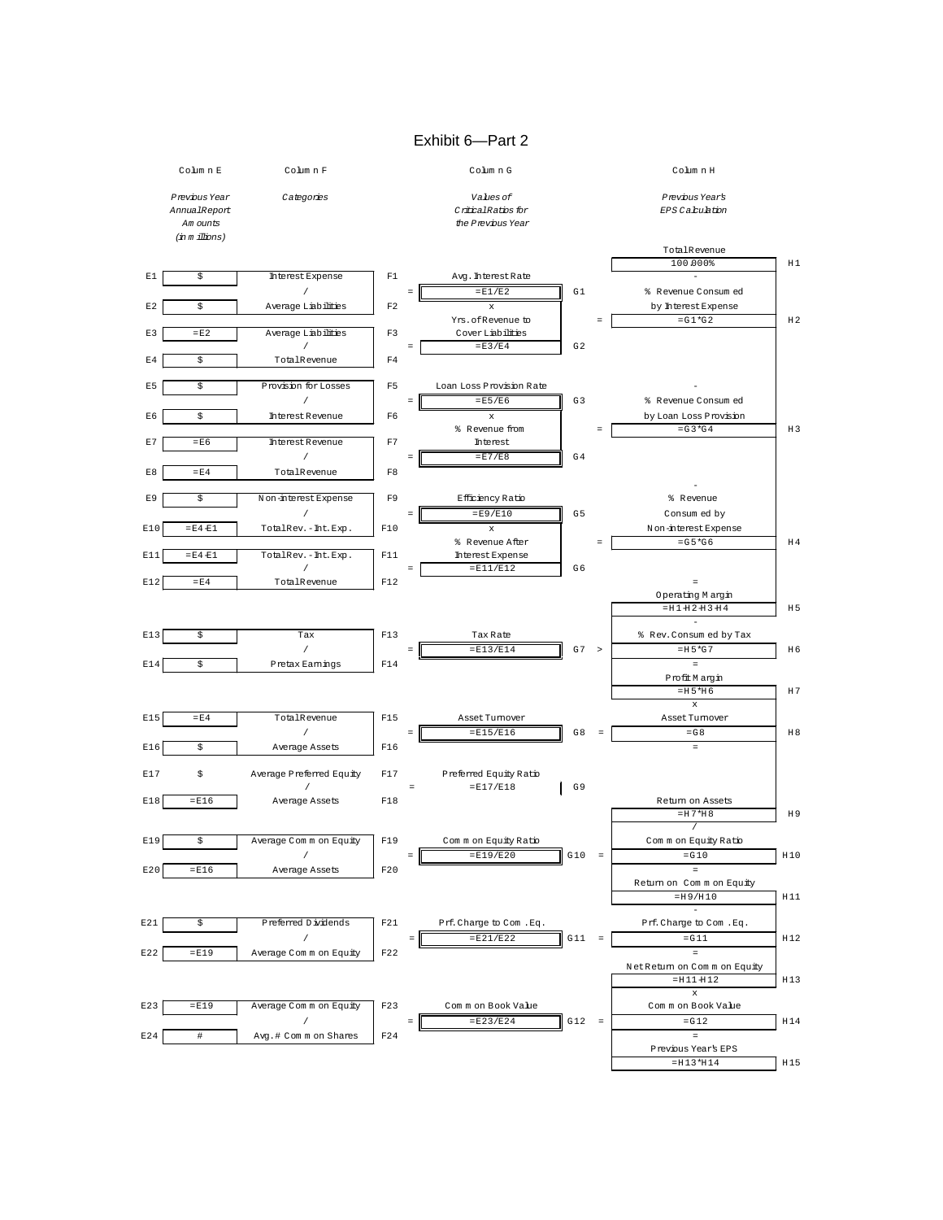# Exhibit 6—Part 2

| Row | Column E *Previous Year Annual Report Amounts (in millions)* | Column F *Categories* | Row | Column G *Values of Critical Ratios for the Previous Year* | Cell | | Column H *Previous Year's EPS Calculation* | Cell |
|---|---|---|---|---|---|---|---|---|
| | | | | | | | Total Revenue | |
| | | | | | | | 100.000% | H1 |
| | | | | | | | - | |
| E1 | $ | Interest Expense | F1 | Avg. Interest Rate | | | | |
| | | / | = | =E1/E2 | G1 | | % Revenue Consumed by Interest Expense | |
| E2 | $ | Average Liabilities | F2 | x | | | | |
| | | | | Yrs. of Revenue to Cover Liabilities | | = | =G1*G2 | H2 |
| E3 | =E2 | Average Liabilities | F3 | | | | | |
| | | / | = | =E3/E4 | G2 | | | |
| E4 | $ | Total Revenue | F4 | | | | | |
| | | | | | | | - | |
| E5 | $ | Provision for Losses | F5 | Loan Loss Provision Rate | | | | |
| | | / | = | =E5/E6 | G3 | | % Revenue Consumed by Loan Loss Provision | |
| E6 | $ | Interest Revenue | F6 | x | | | | |
| | | | | % Revenue from Interest | | = | =G3*G4 | H3 |
| E7 | =E6 | Interest Revenue | F7 | | | | | |
| | | / | = | =E7/E8 | G4 | | | |
| E8 | =E4 | Total Revenue | F8 | | | | | |
| | | | | | | | - | |
| E9 | $ | Non-interest Expense | F9 | Efficiency Ratio | | | % Revenue Consumed by Non-interest Expense | |
| | | / | = | =E9/E10 | G5 | | | |
| E10 | =E4-E1 | Total Rev. - Int. Exp. | F10 | x | | | | |
| | | | | % Revenue After Interest Expense | | = | =G5*G6 | H4 |
| E11 | =E4-E1 | Total Rev. - Int. Exp. | F11 | | | | | |
| | | / | = | =E11/E12 | G6 | | | |
| E12 | =E4 | Total Revenue | F12 | | | | = | |
| | | | | | | | Operating Margin | |
| | | | | | | | =H1-H2-H3-H4 | H5 |
| | | | | | | | - | |
| E13 | $ | Tax | F13 | Tax Rate | | | % Rev. Consumed by Tax | |
| | | / | = | =E13/E14 | G7 | > | =H5*G7 | H6 |
| E14 | $ | Pretax Earnings | F14 | | | | = | |
| | | | | | | | Profit Margin | |
| | | | | | | | =H5-H6 | H7 |
| | | | | | | | x | |
| E15 | =E4 | Total Revenue | F15 | Asset Turnover | | | Asset Turnover | |
| | | / | = | =E15/E16 | G8 | = | =G8 | H8 |
| E16 | $ | Average Assets | F16 | | | | = | |
| E17 | $ | Average Preferred Equity | F17 | Preferred Equity Ratio | | | | |
| | | / | = | =E17/E18 | G9 | | | |
| E18 | =E16 | Average Assets | F18 | | | | Return on Assets | |
| | | | | | | | =H7*H8 | H9 |
| | | | | | | | / | |
| E19 | $ | Average Common Equity | F19 | Common Equity Ratio | | | Common Equity Ratio | |
| | | / | = | =E19/E20 | G10 | = | =G10 | H10 |
| E20 | =E16 | Average Assets | F20 | | | | = | |
| | | | | | | | Return on Common Equity | |
| | | | | | | | =H9/H10 | H11 |
| | | | | | | | - | |
| E21 | $ | Preferred Dividends | F21 | Prf. Charge to Com. Eq. | | | Prf. Charge to Com. Eq. | |
| | | / | = | =E21/E22 | G11 | = | =G11 | H12 |
| E22 | =E19 | Average Common Equity | F22 | | | | = | |
| | | | | | | | Net Return on Common Equity | |
| | | | | | | | =H11-H12 | H13 |
| | | | | | | | x | |
| E23 | =E19 | Average Common Equity | F23 | Common Book Value | | | Common Book Value | |
| | | / | = | =E23/E24 | G12 | = | =G12 | H14 |
| E24 | # | Avg. # Common Shares | F24 | | | | = | |
| | | | | | | | Previous Year's EPS | |
| | | | | | | | =H13*H14 | H15 |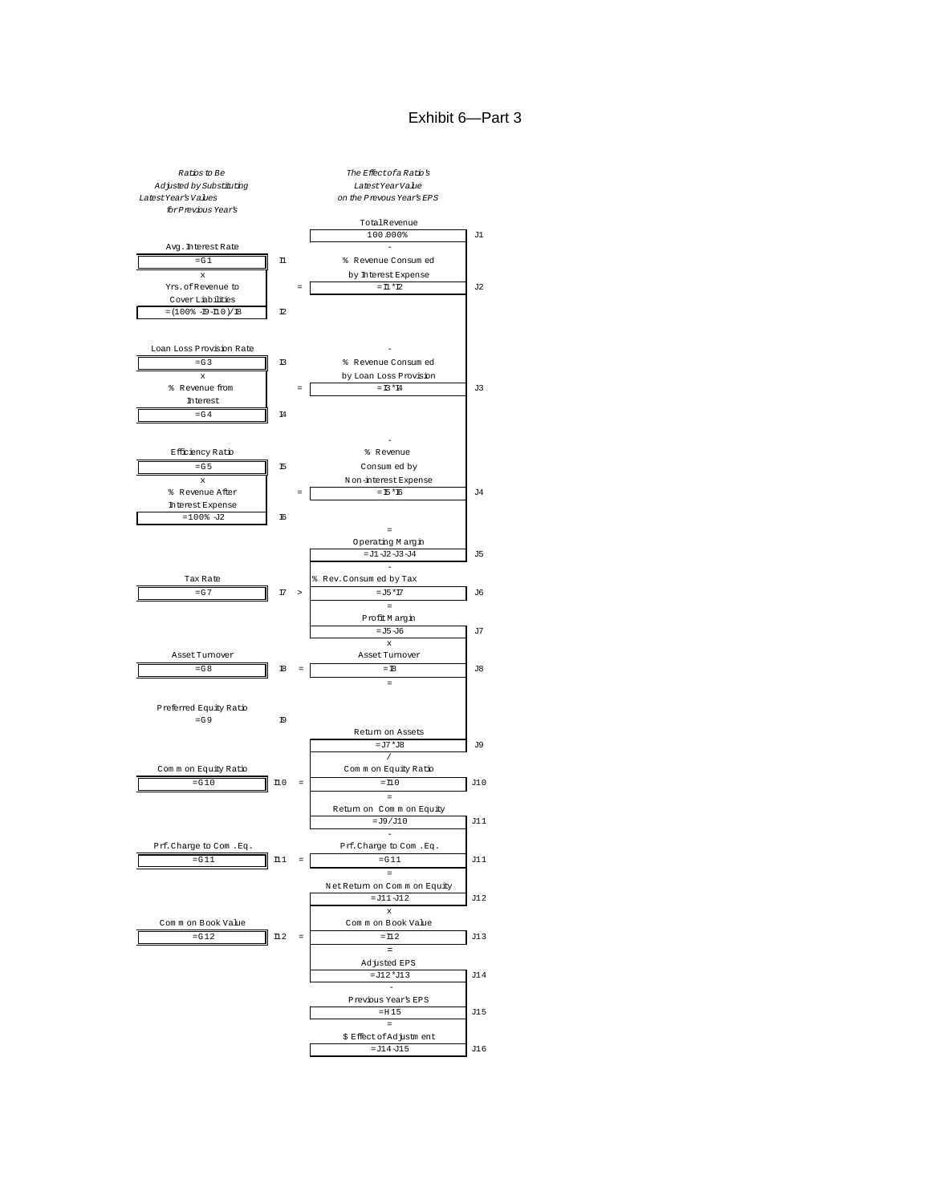# Exhibit 6—Part 3

| *Ratios to Be Adjusted by Substituting Latest Year's Values for Previous Year's* | | | *The Effect of a Ratio's Latest Year Value on the Prevous Year's EPS* | |
|---|---|---|---|---|
| | | | Total Revenue | |
| | | | 100.000% | J1 |
| | | | - | |
| Avg. Interest Rate | | | | |
| =G1 | I1 | | % Revenue Consumed by Interest Expense | |
| x | | | | |
| Yrs. of Revenue to Cover Liabilities | | = | =I1*I2 | J2 |
| =(100%-I9-I10)/I8 | I2 | | | |
| | | | - | |
| Loan Loss Provision Rate | | | | |
| =G3 | I3 | | % Revenue Consumed by Loan Loss Provision | |
| x | | | | |
| % Revenue from Interest | | = | =I3*I4 | J3 |
| =G4 | I4 | | | |
| | | | - | |
| Efficiency Ratio | | | % Revenue Consumed by Non-interest Expense | |
| =G5 | I5 | | | |
| x | | | | |
| % Revenue After Interest Expense | | = | =I5*I6 | J4 |
| =100%-J2 | I6 | | | |
| | | | = | |
| | | | Operating Margin | |
| | | | =J1-J2-J3-J4 | J5 |
| | | | - | |
| Tax Rate | | | % Rev. Consumed by Tax | |
| =G7 | I7 | > | =J5*I7 | J6 |
| | | | = | |
| | | | Profit Margin | |
| | | | =J5-J6 | J7 |
| | | | x | |
| Asset Turnover | | | Asset Turnover | |
| =G8 | I8 | = | =I8 | J8 |
| | | | = | |
| Preferred Equity Ratio | | | | |
| =G9 | I9 | | | |
| | | | Return on Assets | |
| | | | =J7*J8 | J9 |
| | | | / | |
| Common Equity Ratio | | | Common Equity Ratio | |
| =G10 | I10 | = | =I10 | J10 |
| | | | = | |
| | | | Return on Common Equity | |
| | | | =J9/J10 | J11 |
| | | | - | |
| Prf. Charge to Com. Eq. | | | Prf. Charge to Com. Eq. | |
| =G11 | I11 | = | =G11 | J11 |
| | | | = | |
| | | | Net Return on Common Equity | |
| | | | =J11-J12 | J12 |
| | | | x | |
| Common Book Value | | | Common Book Value | |
| =G12 | I12 | = | =I12 | J13 |
| | | | = | |
| | | | Adjusted EPS | |
| | | | =J12*J13 | J14 |
| | | | - | |
| | | | Previous Year's EPS | |
| | | | =H15 | J15 |
| | | | = | |
| | | | $ Effect of Adjustment | |
| | | | =J14-J15 | J16 |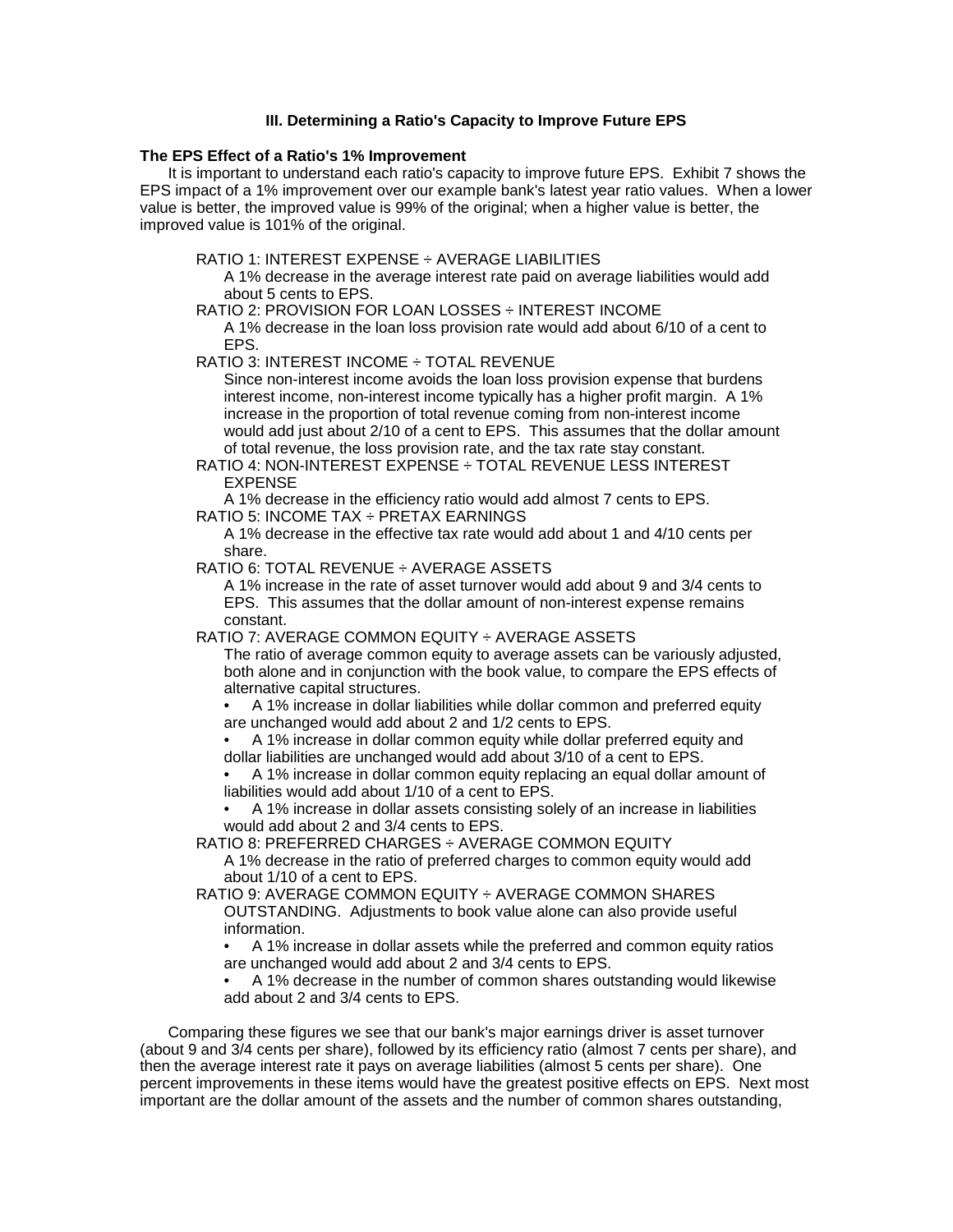### III. Determining a Ratio's Capacity to Improve Future EPS

**The EPS Effect of a Ratio's 1% Improvement**

It is important to understand each ratio's capacity to improve future EPS. Exhibit 7 shows the EPS impact of a 1% improvement over our example bank's latest year ratio values. When a lower value is better, the improved value is 99% of the original; when a higher value is better, the improved value is 101% of the original.

RATIO 1: INTEREST EXPENSE ÷ AVERAGE LIABILITIES
A 1% decrease in the average interest rate paid on average liabilities would add about 5 cents to EPS.

RATIO 2: PROVISION FOR LOAN LOSSES ÷ INTEREST INCOME
A 1% decrease in the loan loss provision rate would add about 6/10 of a cent to EPS.

RATIO 3: INTEREST INCOME ÷ TOTAL REVENUE
Since non-interest income avoids the loan loss provision expense that burdens interest income, non-interest income typically has a higher profit margin. A 1% increase in the proportion of total revenue coming from non-interest income would add just about 2/10 of a cent to EPS. This assumes that the dollar amount of total revenue, the loss provision rate, and the tax rate stay constant.

RATIO 4: NON-INTEREST EXPENSE ÷ TOTAL REVENUE LESS INTEREST EXPENSE
A 1% decrease in the efficiency ratio would add almost 7 cents to EPS.

RATIO 5: INCOME TAX ÷ PRETAX EARNINGS
A 1% decrease in the effective tax rate would add about 1 and 4/10 cents per share.

RATIO 6: TOTAL REVENUE ÷ AVERAGE ASSETS
A 1% increase in the rate of asset turnover would add about 9 and 3/4 cents to EPS. This assumes that the dollar amount of non-interest expense remains constant.

RATIO 7: AVERAGE COMMON EQUITY ÷ AVERAGE ASSETS
The ratio of average common equity to average assets can be variously adjusted, both alone and in conjunction with the book value, to compare the EPS effects of alternative capital structures.

- A 1% increase in dollar liabilities while dollar common and preferred equity are unchanged would add about 2 and 1/2 cents to EPS.
- A 1% increase in dollar common equity while dollar preferred equity and dollar liabilities are unchanged would add about 3/10 of a cent to EPS.
- A 1% increase in dollar common equity replacing an equal dollar amount of liabilities would add about 1/10 of a cent to EPS.
- A 1% increase in dollar assets consisting solely of an increase in liabilities would add about 2 and 3/4 cents to EPS.

RATIO 8: PREFERRED CHARGES ÷ AVERAGE COMMON EQUITY
A 1% decrease in the ratio of preferred charges to common equity would add about 1/10 of a cent to EPS.

RATIO 9: AVERAGE COMMON EQUITY ÷ AVERAGE COMMON SHARES OUTSTANDING. Adjustments to book value alone can also provide useful information.

- A 1% increase in dollar assets while the preferred and common equity ratios are unchanged would add about 2 and 3/4 cents to EPS.
- A 1% decrease in the number of common shares outstanding would likewise add about 2 and 3/4 cents to EPS.

Comparing these figures we see that our bank's major earnings driver is asset turnover (about 9 and 3/4 cents per share), followed by its efficiency ratio (almost 7 cents per share), and then the average interest rate it pays on average liabilities (almost 5 cents per share). One percent improvements in these items would have the greatest positive effects on EPS. Next most important are the dollar amount of the assets and the number of common shares outstanding,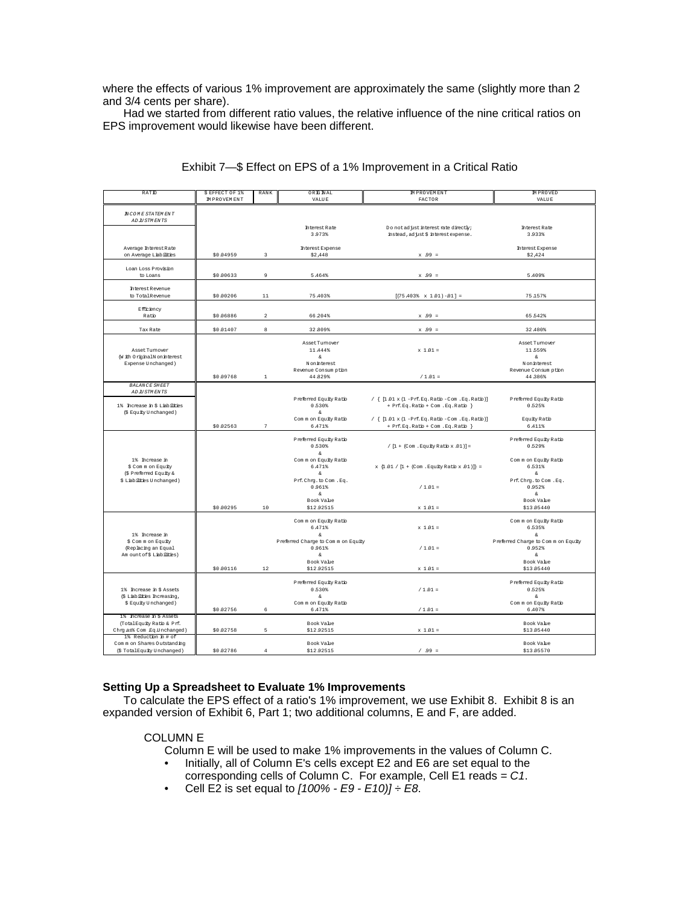where the effects of various 1% improvement are approximately the same (slightly more than 2 and 3/4 cents per share).

Had we started from different ratio values, the relative influence of the nine critical ratios on EPS improvement would likewise have been different.

Exhibit 7—$ Effect on EPS of a 1% Improvement in a Critical Ratio

| RATIO | $ EFFECT OF 1% IMPROVEMENT | RANK | ORIGINAL VALUE | IMPROVEMENT FACTOR | IMPROVED VALUE |
|---|---|---|---|---|---|
| *INCOME STATEMENT ADJUSTMENTS* | | | | | |
| | | | Interest Rate 3.973% | Do not adjust interest rate directly; instead, adjust $ interest expense. | Interest Rate 3.933% |
| Average Interest Rate on Average Liabilities | $0.04959 | 3 | Interest Expense $2,448 | x .99 = | Interest Expense $2,424 |
| Loan Loss Provision to Loans | $0.00633 | 9 | 5.464% | x .99 = | 5.409% |
| Interest Revenue to Total Revenue | $0.00206 | 11 | 75.403% | [(75.403% x 1.01) -.01] = | 75.157% |
| Efficiency Ratio | $0.06886 | 2 | 66.204% | x .99 = | 65.542% |
| Tax Rate | $0.01407 | 8 | 32.809% | x .99 = | 32.480% |
| Asset Turnover (With Original Noninterest Expense Unchanged) | $0.09768 | 1 | Asset Turnover 11.444% & Noninterest Revenue Consumption 44.829% | x 1.01 = / 1.01 = | Asset Turnover 11.559% & Noninterest Revenue Consumption 44.386% |
| *BALANCE SHEET ADJUSTMENTS* | | | | | |
| 1% Increase in $ Liabilities ($ Equity Unchanged) | $0.02563 | 7 | Preferred Equity Ratio 0.530% & Common Equity Ratio 6.471% | / { [1.01 x (1 - Prf.Eq.Ratio - Com.Eq.Ratio)] + Prf.Eq.Ratio + Com.Eq.Ratio } / { [1.01 x (1 - Prf.Eq.Ratio - Com.Eq.Ratio)] + Prf.Eq.Ratio + Com.Eq.Ratio } | Preferred Equity Ratio 0.525% Equity Ratio 6.411% |
| 1% Increase in $ Common Equity ($ Preferred Equity & $ Liabilities Unchanged) | $0.00295 | 10 | Preferred Equity Ratio 0.530% & Common Equity Ratio 6.471% & Prf.Chrg. to Com.Eq. 0.961% & Book Value $12.92515 | / [1 + (Com.Equity Ratio x .01)] = x {1.01 / [1 + (Com.Equity Ratio x .01)]} = / 1.01 = x 1.01 = | Preferred Equity Ratio 0.529% Common Equity Ratio 6.531% & Prf.Chrg. to Com.Eq. 0.952% & Book Value $13.05440 |
| 1% Increase in $ Common Equity (Replacing an Equal Amount of $ Liabilities) | $0.00116 | 12 | Common Equity Ratio 6.471% & Preferred Charge to Common Equity 0.961% & Book Value $12.92515 | x 1.01 = / 1.01 = x 1.01 = | Common Equity Ratio 6.535% & Preferred Charge to Common Equity 0.952% & Book Value $13.05440 |
| 1% Increase in $ Assets ($ Liabilities Increasing, $ Equity Unchanged) | $0.02756 | 6 | Preferred Equity Ratio 0.530% & Common Equity Ratio 6.471% | / 1.01 = / 1.01 = | Preferred Equity Ratio 0.525% & Common Equity Ratio 6.407% |
| 1% Increase in $ Assets (Total Equity Ratio & Prf. Chrg as % Com.Eq.Unchanged) | $0.02758 | 5 | Book Value $12.92515 | x 1.01 = | Book Value $13.05440 |
| 1% Reduction in # of Common Shares Outstanding ($ Total Equity Unchanged) | $0.02786 | 4 | Book Value $12.92515 | / .99 = | Book Value $13.05570 |

### Setting Up a Spreadsheet to Evaluate 1% Improvements

To calculate the EPS effect of a ratio's 1% improvement, we use Exhibit 8. Exhibit 8 is an expanded version of Exhibit 6, Part 1; two additional columns, E and F, are added.

COLUMN E

Column E will be used to make 1% improvements in the values of Column C.

- Initially, all of Column E's cells except E2 and E6 are set equal to the corresponding cells of Column C. For example, Cell E1 reads = *C1*.
- Cell E2 is set equal to *[100% - E9 - E10)] ÷ E8*.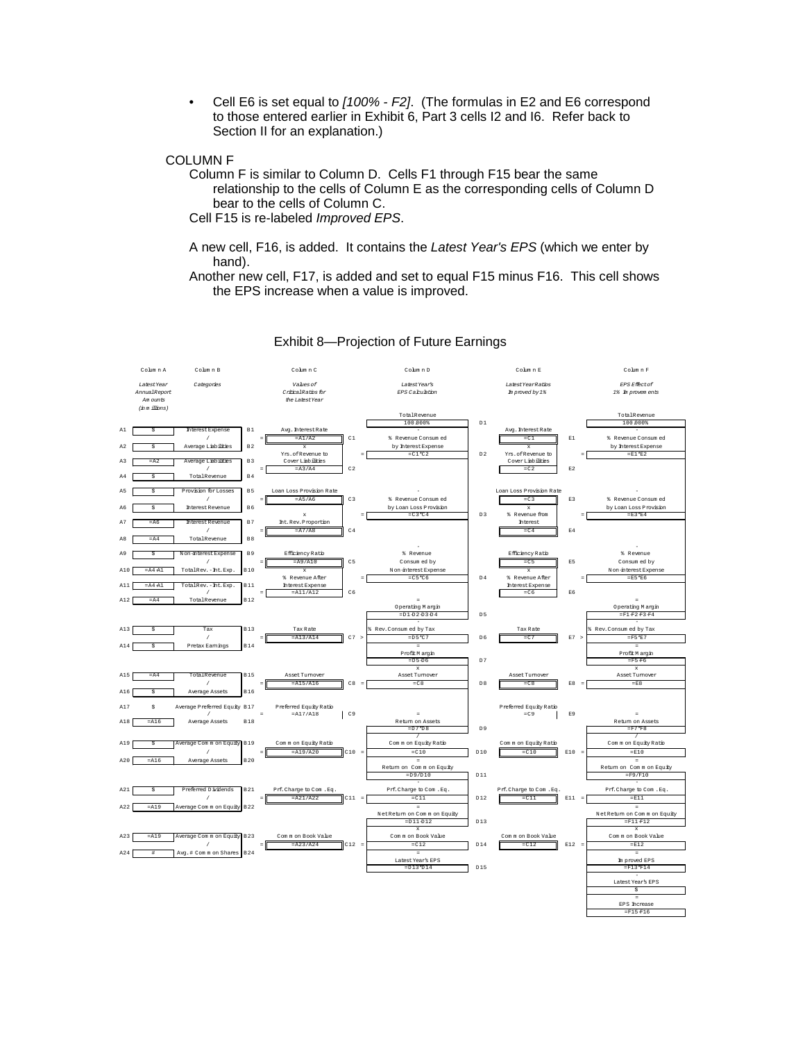- Cell E6 is set equal to *[100% - F2]*. (The formulas in E2 and E6 correspond to those entered earlier in Exhibit 6, Part 3 cells I2 and I6. Refer back to Section II for an explanation.)

COLUMN F

Column F is similar to Column D. Cells F1 through F15 bear the same relationship to the cells of Column E as the corresponding cells of Column D bear to the cells of Column C.

Cell F15 is re-labeled *Improved EPS*.

A new cell, F16, is added. It contains the *Latest Year's EPS* (which we enter by hand).

Another new cell, F17, is added and set to equal F15 minus F16. This cell shows the EPS increase when a value is improved.

## Exhibit 8—Projection of Future Earnings

**Columns A and B**

| Cell | Column A: *Latest Year Annual Report Amounts (in millions)* | Column B: *Categories* | Cell |
|---|---|---|---|
| A1 | $ | Interest Expense | B1 |
| A2 | $ | Average Liabilities | B2 |
| A3 | =A2 | Average Liabilities | B3 |
| A4 | $ | Total Revenue | B4 |
| A5 | $ | Provision for Losses | B5 |
| A6 | $ | Interest Revenue | B6 |
| A7 | =A6 | Interest Revenue | B7 |
| A8 | =A4 | Total Revenue | B8 |
| A9 | $ | Non-interest Expense | B9 |
| A10 | =A4-A1 | Total Rev. - Int. Exp. | B10 |
| A11 | =A4-A1 | Total Rev. - Int. Exp. | B11 |
| A12 | =A4 | Total Revenue | B12 |
| A13 | $ | Tax | B13 |
| A14 | $ | Pretax Earnings | B14 |
| A15 | =A4 | Total Revenue | B15 |
| A16 | $ | Average Assets | B16 |
| A17 | $ | Average Preferred Equity | B17 |
| A18 | =A16 | Average Assets | B18 |
| A19 | $ | Average Common Equity | B19 |
| A20 | =A16 | Average Assets | B20 |
| A21 | $ | Preferred Dividends | B21 |
| A22 | =A19 | Average Common Equity | B22 |
| A23 | =A19 | Average Common Equity | B23 |
| A24 | # | Avg. # Common Shares | B24 |

**Column C: *Values of Critical Ratios for the Latest Year***

| Cell | Label | Formula |
|---|---|---|
| C1 | Avg. Interest Rate | =A1/A2 |
| C2 | Yrs. of Revenue to Cover Liabilities | =A3/A4 |
| C3 | Loan Loss Provision Rate | =A5/A6 |
| C4 | Int. Rev. Proportion | =A7/A8 |
| C5 | Efficiency Ratio | =A9/A10 |
| C6 | % Revenue After Interest Expense | =A11/A12 |
| C7 | Tax Rate | =A13/A14 |
| C8 | Asset Turnover | =A15/A16 |
| C9 | Preferred Equity Ratio | =A17/A18 |
| C10 | Common Equity Ratio | =A19/A20 |
| C11 | Prf. Charge to Com. Eq. | =A21/A22 |
| C12 | Common Book Value | =A23/A24 |

**Column D: *Latest Year's EPS Calculation***

| Cell | Label | Formula |
|---|---|---|
| D1 | Total Revenue | 100.000% |
| D2 | % Revenue Consumed by Interest Expense | =C1*C2 |
| D3 | % Revenue Consumed by Loan Loss Provision | =C3*C4 |
| D4 | % Revenue Consumed by Non-interest Expense | =C5*C6 |
| D5 | Operating Margin | =D1-D2-D3-D4 |
| D6 | % Rev. Consumed by Tax | =D5*C7 |
| D7 | Profit Margin | =D5-D6 |
| D8 | Asset Turnover | =C8 |
| D9 | Return on Assets | =D7*D8 |
| D10 | Common Equity Ratio | =C10 |
| D11 | Return on Common Equity | =D9/D10 |
| D12 | Prf. Charge to Com. Eq. | =C11 |
| D13 | Net Return on Common Equity | =D11-D12 |
| D14 | Common Book Value | =C12 |
| D15 | Latest Year's EPS | =D13*D14 |

**Column E: *Latest Year Ratios Improved by 1%***

| Cell | Label | Formula |
|---|---|---|
| E1 | Avg. Interest Rate | =C1 |
| E2 | Yrs. of Revenue to Cover Liabilities | =C2 |
| E3 | Loan Loss Provision Rate | =C3 |
| E4 | % Revenue from Interest | =C4 |
| E5 | Efficiency Ratio | =C5 |
| E6 | % Revenue After Interest Expense | =C6 |
| E7 | Tax Rate | =C7 |
| E8 | Asset Turnover | =C8 |
| E9 | Preferred Equity Ratio | =C9 |
| E10 | Common Equity Ratio | =C10 |
| E11 | Prf. Charge to Com. Eq. | =C11 |
| E12 | Common Book Value | =C12 |

**Column F: *EPS Effect of 1% Improvements***

| Label | Formula |
|---|---|
| Total Revenue | 100.000% |
| % Revenue Consumed by Interest Expense | =E1*E2 |
| % Revenue Consumed by Loan Loss Provision | =E3*E4 |
| % Revenue Consumed by Non-interest Expense | =E5*E6 |
| Operating Margin | =F1-F2-F3-F4 |
| % Rev. Consumed by Tax | =F5*E7 |
| Profit Margin | =F5-F6 |
| Asset Turnover | =E8 |
| Return on Assets | =F7*F8 |
| Common Equity Ratio | =E10 |
| Return on Common Equity | =F9/F10 |
| Prf. Charge to Com. Eq. | =E11 |
| Net Return on Common Equity | =F11-F12 |
| Common Book Value | =E12 |
| Improved EPS | =F13*F14 |
| Latest Year's EPS | $ |
| EPS Increase | =F15-F16 |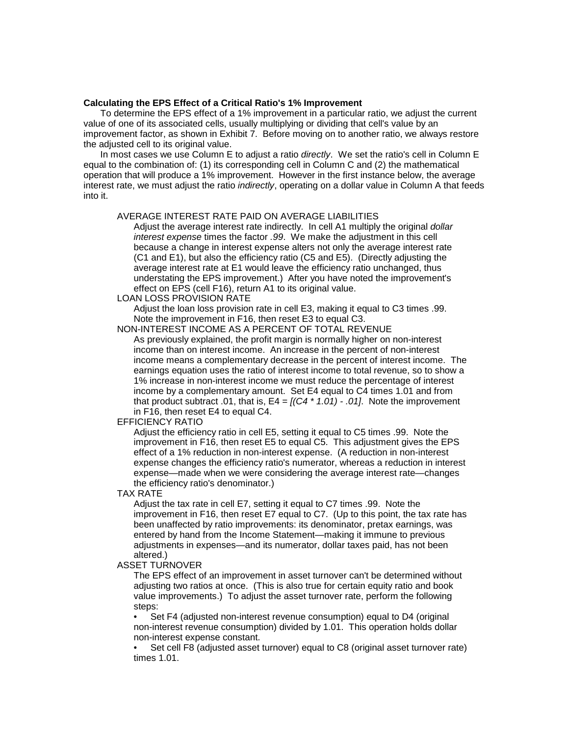**Calculating the EPS Effect of a Critical Ratio's 1% Improvement**

To determine the EPS effect of a 1% improvement in a particular ratio, we adjust the current value of one of its associated cells, usually multiplying or dividing that cell's value by an improvement factor, as shown in Exhibit 7. Before moving on to another ratio, we always restore the adjusted cell to its original value.

In most cases we use Column E to adjust a ratio *directly*. We set the ratio's cell in Column E equal to the combination of: (1) its corresponding cell in Column C and (2) the mathematical operation that will produce a 1% improvement. However in the first instance below, the average interest rate, we must adjust the ratio *indirectly*, operating on a dollar value in Column A that feeds into it.

AVERAGE INTEREST RATE PAID ON AVERAGE LIABILITIES

Adjust the average interest rate indirectly. In cell A1 multiply the original *dollar interest expense* times the factor *.99*. We make the adjustment in this cell because a change in interest expense alters not only the average interest rate (C1 and E1), but also the efficiency ratio (C5 and E5). (Directly adjusting the average interest rate at E1 would leave the efficiency ratio unchanged, thus understating the EPS improvement.) After you have noted the improvement's effect on EPS (cell F16), return A1 to its original value.

LOAN LOSS PROVISION RATE

Adjust the loan loss provision rate in cell E3, making it equal to C3 times .99. Note the improvement in F16, then reset E3 to equal C3.

NON-INTEREST INCOME AS A PERCENT OF TOTAL REVENUE

As previously explained, the profit margin is normally higher on non-interest income than on interest income. An increase in the percent of non-interest income means a complementary decrease in the percent of interest income. The earnings equation uses the ratio of interest income to total revenue, so to show a 1% increase in non-interest income we must reduce the percentage of interest income by a complementary amount. Set E4 equal to C4 times 1.01 and from that product subtract .01, that is, E4 = *[(C4 * 1.01) - .01]*. Note the improvement in F16, then reset E4 to equal C4.

EFFICIENCY RATIO

Adjust the efficiency ratio in cell E5, setting it equal to C5 times .99. Note the improvement in F16, then reset E5 to equal C5. This adjustment gives the EPS effect of a 1% reduction in non-interest expense. (A reduction in non-interest expense changes the efficiency ratio's numerator, whereas a reduction in interest expense—made when we were considering the average interest rate—changes the efficiency ratio's denominator.)

TAX RATE

Adjust the tax rate in cell E7, setting it equal to C7 times .99. Note the improvement in F16, then reset E7 equal to C7. (Up to this point, the tax rate has been unaffected by ratio improvements: its denominator, pretax earnings, was entered by hand from the Income Statement—making it immune to previous adjustments in expenses—and its numerator, dollar taxes paid, has not been altered.)

ASSET TURNOVER

The EPS effect of an improvement in asset turnover can't be determined without adjusting two ratios at once. (This is also true for certain equity ratio and book value improvements.) To adjust the asset turnover rate, perform the following steps:

- Set F4 (adjusted non-interest revenue consumption) equal to D4 (original non-interest revenue consumption) divided by 1.01. This operation holds dollar non-interest expense constant.
- Set cell F8 (adjusted asset turnover) equal to C8 (original asset turnover rate) times 1.01.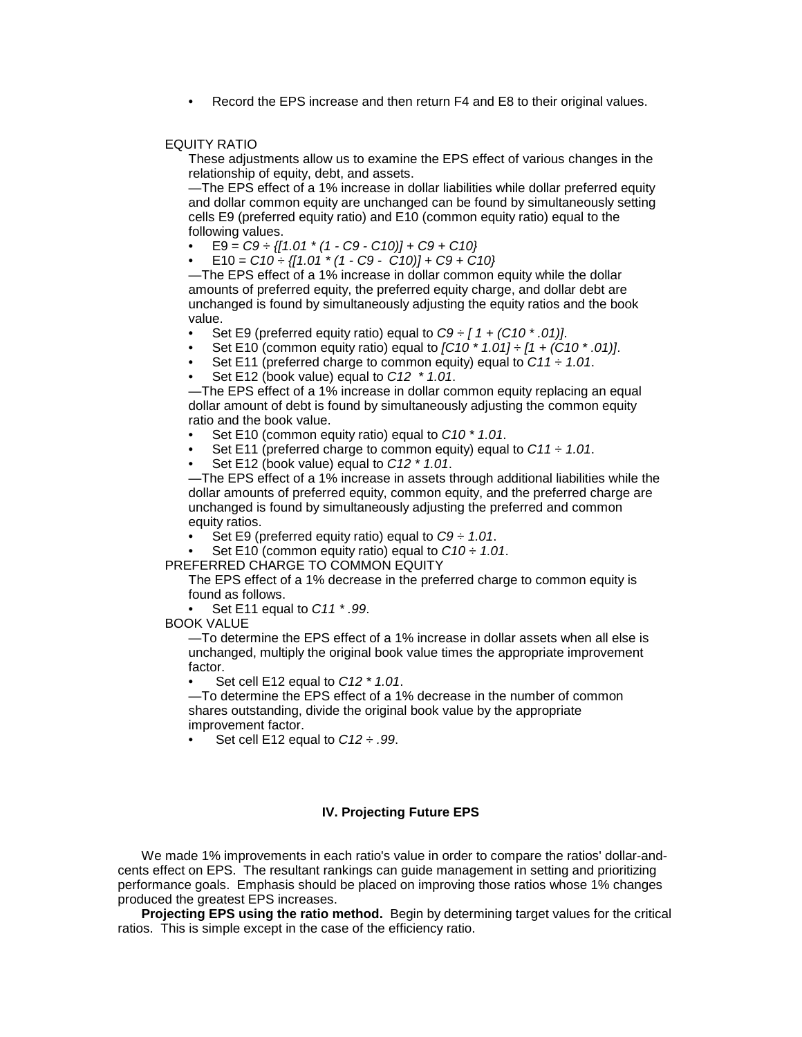- Record the EPS increase and then return F4 and E8 to their original values.

EQUITY RATIO

These adjustments allow us to examine the EPS effect of various changes in the relationship of equity, debt, and assets.

—The EPS effect of a 1% increase in dollar liabilities while dollar preferred equity and dollar common equity are unchanged can be found by simultaneously setting cells E9 (preferred equity ratio) and E10 (common equity ratio) equal to the following values.

- E9 = *C9 ÷ {[1.01 * (1 - C9 - C10)] + C9 + C10}*
- E10 = *C10 ÷ {[1.01 * (1 - C9 - C10)] + C9 + C10}*

—The EPS effect of a 1% increase in dollar common equity while the dollar amounts of preferred equity, the preferred equity charge, and dollar debt are unchanged is found by simultaneously adjusting the equity ratios and the book value.

- Set E9 (preferred equity ratio) equal to *C9 ÷ [ 1 + (C10 * .01)]*.
- Set E10 (common equity ratio) equal to *[C10 * 1.01] ÷ [1 + (C10 * .01)]*.
- Set E11 (preferred charge to common equity) equal to *C11 ÷ 1.01*.
- Set E12 (book value) equal to *C12 * 1.01*.

—The EPS effect of a 1% increase in dollar common equity replacing an equal dollar amount of debt is found by simultaneously adjusting the common equity ratio and the book value.

- Set E10 (common equity ratio) equal to *C10 * 1.01*.
- Set E11 (preferred charge to common equity) equal to *C11 ÷ 1.01*.
- Set E12 (book value) equal to *C12 * 1.01*.

—The EPS effect of a 1% increase in assets through additional liabilities while the dollar amounts of preferred equity, common equity, and the preferred charge are unchanged is found by simultaneously adjusting the preferred and common equity ratios.

- Set E9 (preferred equity ratio) equal to *C9 ÷ 1.01*.
- Set E10 (common equity ratio) equal to *C10 ÷ 1.01*.

PREFERRED CHARGE TO COMMON EQUITY

The EPS effect of a 1% decrease in the preferred charge to common equity is found as follows.

- Set E11 equal to *C11 * .99*.

BOOK VALUE

—To determine the EPS effect of a 1% increase in dollar assets when all else is unchanged, multiply the original book value times the appropriate improvement factor.

- Set cell E12 equal to *C12 * 1.01*.

—To determine the EPS effect of a 1% decrease in the number of common shares outstanding, divide the original book value by the appropriate improvement factor.

- Set cell E12 equal to *C12 ÷ .99*.

### IV. Projecting Future EPS

We made 1% improvements in each ratio's value in order to compare the ratios' dollar-and-cents effect on EPS. The resultant rankings can guide management in setting and prioritizing performance goals. Emphasis should be placed on improving those ratios whose 1% changes produced the greatest EPS increases.

**Projecting EPS using the ratio method.** Begin by determining target values for the critical ratios. This is simple except in the case of the efficiency ratio.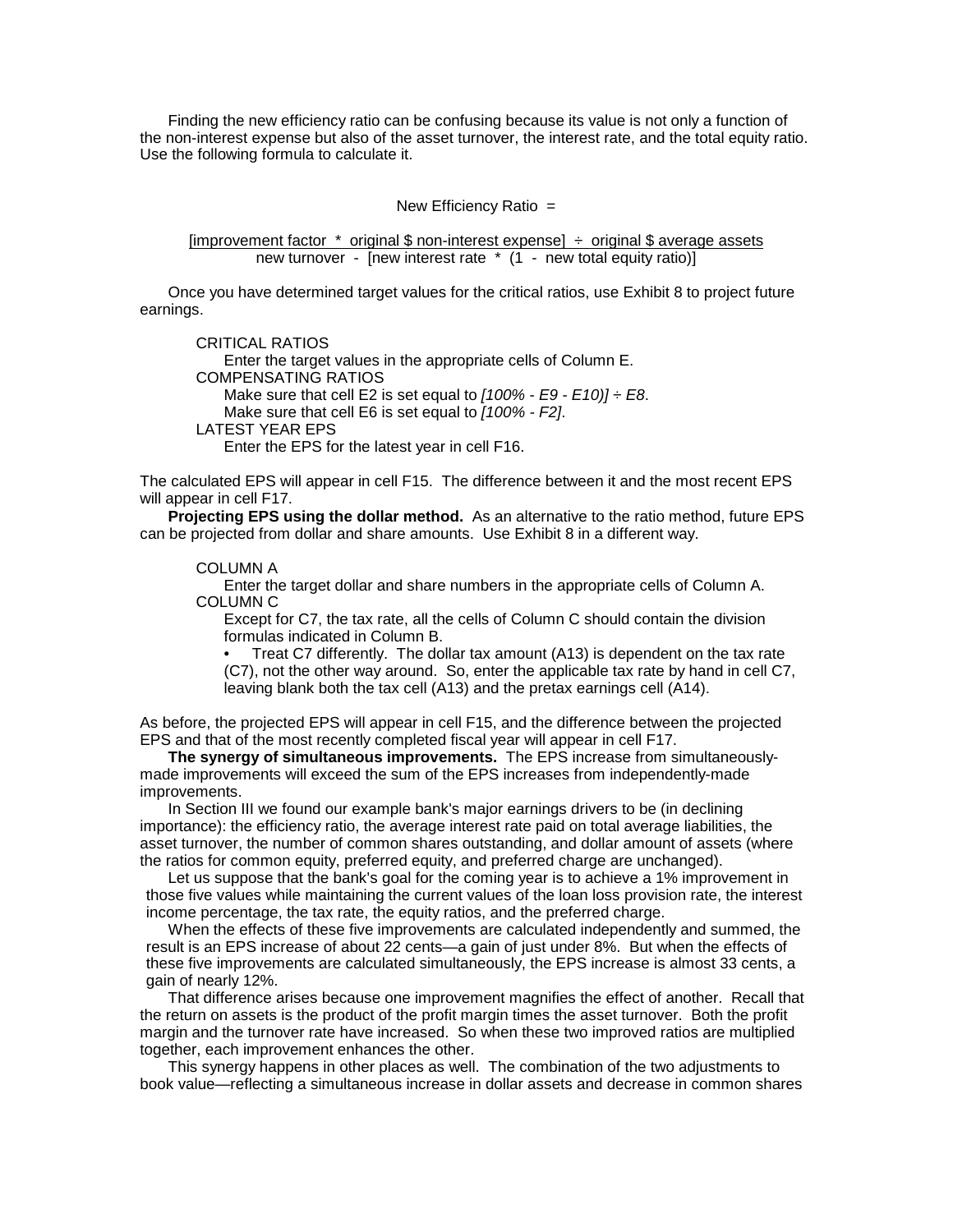Finding the new efficiency ratio can be confusing because its value is not only a function of the non-interest expense but also of the asset turnover, the interest rate, and the total equity ratio. Use the following formula to calculate it.

New Efficiency Ratio =

$$\frac{[\text{improvement factor} \;*\; \text{original \$ non-interest expense}] \;\div\; \text{original \$ average assets}}{\text{new turnover} \;-\; [\text{new interest rate} \;*\; (1 \;-\; \text{new total equity ratio})]}$$

Once you have determined target values for the critical ratios, use Exhibit 8 to project future earnings.

CRITICAL RATIOS
  Enter the target values in the appropriate cells of Column E.
COMPENSATING RATIOS
  Make sure that cell E2 is set equal to *[100% - E9 - E10)] ÷ E8*.
  Make sure that cell E6 is set equal to *[100% - F2]*.
LATEST YEAR EPS
  Enter the EPS for the latest year in cell F16.

The calculated EPS will appear in cell F15. The difference between it and the most recent EPS will appear in cell F17.

**Projecting EPS using the dollar method.** As an alternative to the ratio method, future EPS can be projected from dollar and share amounts. Use Exhibit 8 in a different way.

COLUMN A
  Enter the target dollar and share numbers in the appropriate cells of Column A.
COLUMN C
  Except for C7, the tax rate, all the cells of Column C should contain the division formulas indicated in Column B.
  - Treat C7 differently. The dollar tax amount (A13) is dependent on the tax rate (C7), not the other way around. So, enter the applicable tax rate by hand in cell C7, leaving blank both the tax cell (A13) and the pretax earnings cell (A14).

As before, the projected EPS will appear in cell F15, and the difference between the projected EPS and that of the most recently completed fiscal year will appear in cell F17.

**The synergy of simultaneous improvements.** The EPS increase from simultaneously-made improvements will exceed the sum of the EPS increases from independently-made improvements.

In Section III we found our example bank's major earnings drivers to be (in declining importance): the efficiency ratio, the average interest rate paid on total average liabilities, the asset turnover, the number of common shares outstanding, and dollar amount of assets (where the ratios for common equity, preferred equity, and preferred charge are unchanged).

Let us suppose that the bank's goal for the coming year is to achieve a 1% improvement in those five values while maintaining the current values of the loan loss provision rate, the interest income percentage, the tax rate, the equity ratios, and the preferred charge.

When the effects of these five improvements are calculated independently and summed, the result is an EPS increase of about 22 cents—a gain of just under 8%. But when the effects of these five improvements are calculated simultaneously, the EPS increase is almost 33 cents, a gain of nearly 12%.

That difference arises because one improvement magnifies the effect of another. Recall that the return on assets is the product of the profit margin times the asset turnover. Both the profit margin and the turnover rate have increased. So when these two improved ratios are multiplied together, each improvement enhances the other.

This synergy happens in other places as well. The combination of the two adjustments to book value—reflecting a simultaneous increase in dollar assets and decrease in common shares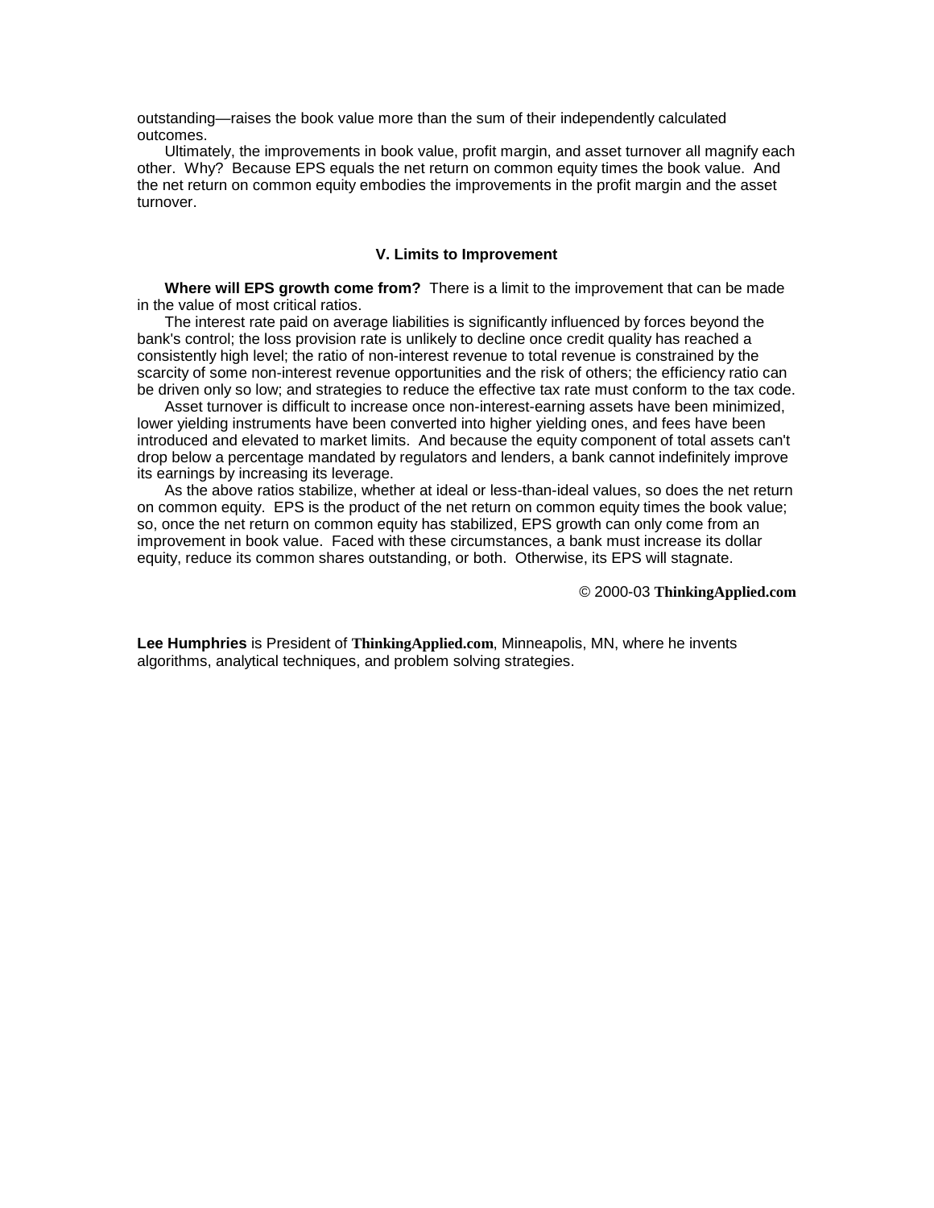outstanding—raises the book value more than the sum of their independently calculated outcomes.

Ultimately, the improvements in book value, profit margin, and asset turnover all magnify each other. Why? Because EPS equals the net return on common equity times the book value. And the net return on common equity embodies the improvements in the profit margin and the asset turnover.

## V. Limits to Improvement

**Where will EPS growth come from?** There is a limit to the improvement that can be made in the value of most critical ratios.

The interest rate paid on average liabilities is significantly influenced by forces beyond the bank's control; the loss provision rate is unlikely to decline once credit quality has reached a consistently high level; the ratio of non-interest revenue to total revenue is constrained by the scarcity of some non-interest revenue opportunities and the risk of others; the efficiency ratio can be driven only so low; and strategies to reduce the effective tax rate must conform to the tax code.

Asset turnover is difficult to increase once non-interest-earning assets have been minimized, lower yielding instruments have been converted into higher yielding ones, and fees have been introduced and elevated to market limits. And because the equity component of total assets can't drop below a percentage mandated by regulators and lenders, a bank cannot indefinitely improve its earnings by increasing its leverage.

As the above ratios stabilize, whether at ideal or less-than-ideal values, so does the net return on common equity. EPS is the product of the net return on common equity times the book value; so, once the net return on common equity has stabilized, EPS growth can only come from an improvement in book value. Faced with these circumstances, a bank must increase its dollar equity, reduce its common shares outstanding, or both. Otherwise, its EPS will stagnate.

© 2000-03 **ThinkingApplied.com**

**Lee Humphries** is President of **ThinkingApplied.com**, Minneapolis, MN, where he invents algorithms, analytical techniques, and problem solving strategies.